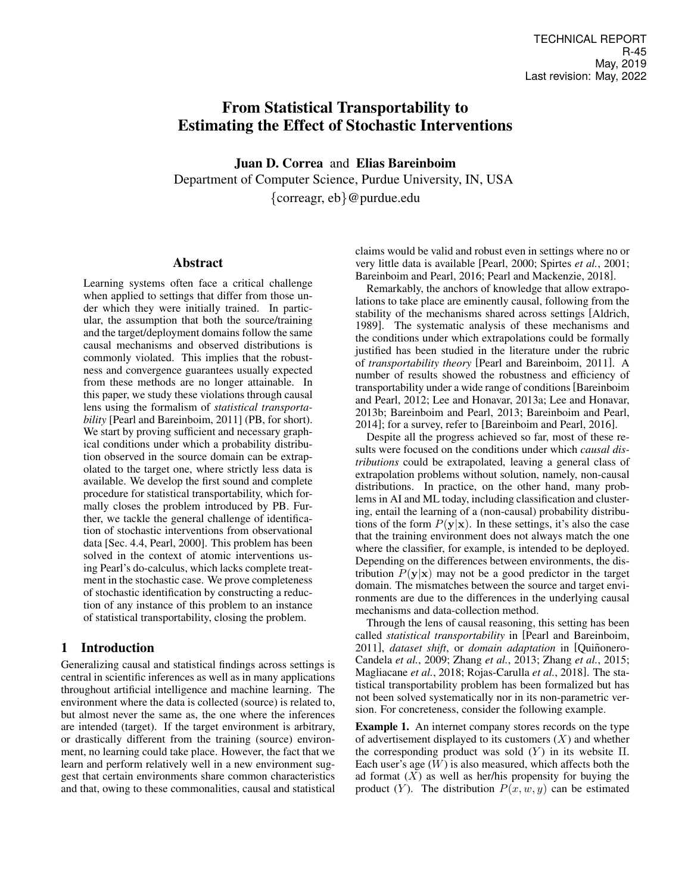TECHNICAL REPORT
R-45
May, 2019
Last revision: May, 2022

# From Statistical Transportability to Estimating the Effect of Stochastic Interventions

**Juan D. Correa** and **Elias Bareinboim**
Department of Computer Science, Purdue University, IN, USA
{correagr, eb}@purdue.edu

## Abstract

Learning systems often face a critical challenge when applied to settings that differ from those under which they were initially trained. In particular, the assumption that both the source/training and the target/deployment domains follow the same causal mechanisms and observed distributions is commonly violated. This implies that the robustness and convergence guarantees usually expected from these methods are no longer attainable. In this paper, we study these violations through causal lens using the formalism of *statistical transportability* [Pearl and Bareinboim, 2011] (PB, for short). We start by proving sufficient and necessary graphical conditions under which a probability distribution observed in the source domain can be extrapolated to the target one, where strictly less data is available. We develop the first sound and complete procedure for statistical transportability, which formally closes the problem introduced by PB. Further, we tackle the general challenge of identification of stochastic interventions from observational data [Sec. 4.4, Pearl, 2000]. This problem has been solved in the context of atomic interventions using Pearl's do-calculus, which lacks complete treatment in the stochastic case. We prove completeness of stochastic identification by constructing a reduction of any instance of this problem to an instance of statistical transportability, closing the problem.

## 1 Introduction

Generalizing causal and statistical findings across settings is central in scientific inferences as well as in many applications throughout artificial intelligence and machine learning. The environment where the data is collected (source) is related to, but almost never the same as, the one where the inferences are intended (target). If the target environment is arbitrary, or drastically different from the training (source) environment, no learning could take place. However, the fact that we learn and perform relatively well in a new environment suggest that certain environments share common characteristics and that, owing to these commonalities, causal and statistical claims would be valid and robust even in settings where no or very little data is available [Pearl, 2000; Spirtes *et al.*, 2001; Bareinboim and Pearl, 2016; Pearl and Mackenzie, 2018].

Remarkably, the anchors of knowledge that allow extrapolations to take place are eminently causal, following from the stability of the mechanisms shared across settings [Aldrich, 1989]. The systematic analysis of these mechanisms and the conditions under which extrapolations could be formally justified has been studied in the literature under the rubric of *transportability theory* [Pearl and Bareinboim, 2011]. A number of results showed the robustness and efficiency of transportability under a wide range of conditions [Bareinboim and Pearl, 2012; Lee and Honavar, 2013a; Lee and Honavar, 2013b; Bareinboim and Pearl, 2013; Bareinboim and Pearl, 2014]; for a survey, refer to [Bareinboim and Pearl, 2016].

Despite all the progress achieved so far, most of these results were focused on the conditions under which *causal distributions* could be extrapolated, leaving a general class of extrapolation problems without solution, namely, non-causal distributions. In practice, on the other hand, many problems in AI and ML today, including classification and clustering, entail the learning of a (non-causal) probability distributions of the form $P(\mathbf{y}|\mathbf{x})$. In these settings, it's also the case that the training environment does not always match the one where the classifier, for example, is intended to be deployed. Depending on the differences between environments, the distribution $P(\mathbf{y}|\mathbf{x})$ may not be a good predictor in the target domain. The mismatches between the source and target environments are due to the differences in the underlying causal mechanisms and data-collection method.

Through the lens of causal reasoning, this setting has been called *statistical transportability* in [Pearl and Bareinboim, 2011], *dataset shift*, or *domain adaptation* in [Quiñonero-Candela *et al.*, 2009; Zhang *et al.*, 2013; Zhang *et al.*, 2015; Magliacane *et al.*, 2018; Rojas-Carulla *et al.*, 2018]. The statistical transportability problem has been formalized but has not been solved systematically nor in its non-parametric version. For concreteness, consider the following example.

**Example 1.** An internet company stores records on the type of advertisement displayed to its customers ($X$) and whether the corresponding product was sold ($Y$) in its website $\Pi$. Each user's age ($W$) is also measured, which affects both the ad format ($X$) as well as her/his propensity for buying the product ($Y$). The distribution $P(x, w, y)$ can be estimated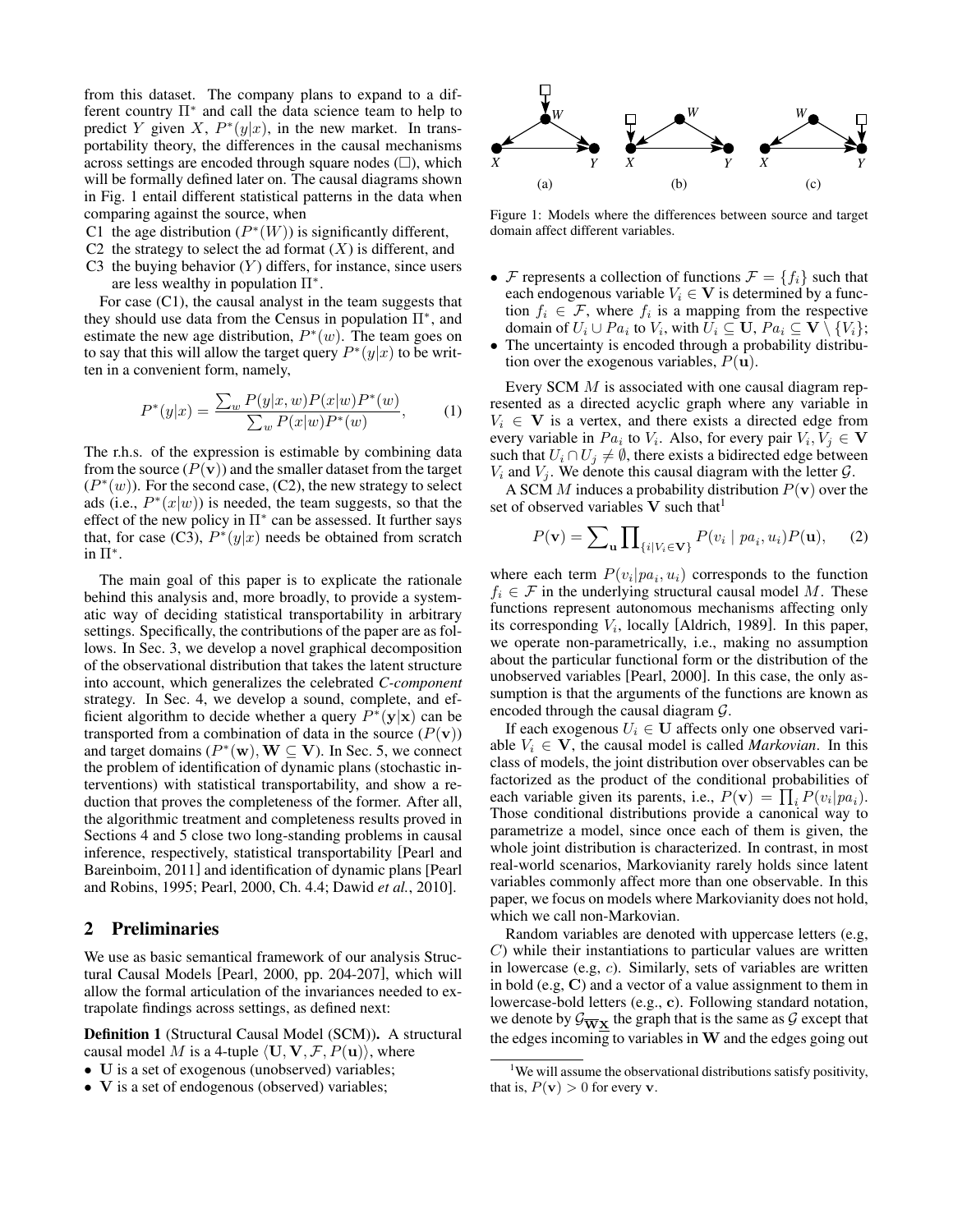from this dataset. The company plans to expand to a different country $\Pi^*$ and call the data science team to help to predict $Y$ given $X$, $P^*(y|x)$, in the new market. In transportability theory, the differences in the causal mechanisms across settings are encoded through square nodes ($\square$), which will be formally defined later on. The causal diagrams shown in Fig. 1 entail different statistical patterns in the data when comparing against the source, when

- C1 the age distribution ($P^*(W)$) is significantly different,
- C2 the strategy to select the ad format ($X$) is different, and
- C3 the buying behavior ($Y$) differs, for instance, since users are less wealthy in population $\Pi^*$.

For case (C1), the causal analyst in the team suggests that they should use data from the Census in population $\Pi^*$, and estimate the new age distribution, $P^*(w)$. The team goes on to say that this will allow the target query $P^*(y|x)$ to be written in a convenient form, namely,

$$P^*(y|x) = \frac{\sum_w P(y|x,w)P(x|w)P^*(w)}{\sum_w P(x|w)P^*(w)}, \qquad (1)$$

The r.h.s. of the expression is estimable by combining data from the source ($P(\mathbf{v})$) and the smaller dataset from the target ($P^*(w)$). For the second case, (C2), the new strategy to select ads (i.e., $P^*(x|w)$) is needed, the team suggests, so that the effect of the new policy in $\Pi^*$ can be assessed. It further says that, for case (C3), $P^*(y|x)$ needs be obtained from scratch in $\Pi^*$.

The main goal of this paper is to explicate the rationale behind this analysis and, more broadly, to provide a systematic way of deciding statistical transportability in arbitrary settings. Specifically, the contributions of the paper are as follows. In Sec. 3, we develop a novel graphical decomposition of the observational distribution that takes the latent structure into account, which generalizes the celebrated *C-component* strategy. In Sec. 4, we develop a sound, complete, and efficient algorithm to decide whether a query $P^*(\mathbf{y}|\mathbf{x})$ can be transported from a combination of data in the source ($P(\mathbf{v})$) and target domains ($P^*(\mathbf{w}), \mathbf{W} \subseteq \mathbf{V}$). In Sec. 5, we connect the problem of identification of dynamic plans (stochastic interventions) with statistical transportability, and show a reduction that proves the completeness of the former. After all, the algorithmic treatment and completeness results proved in Sections 4 and 5 close two long-standing problems in causal inference, respectively, statistical transportability [Pearl and Bareinboim, 2011] and identification of dynamic plans [Pearl and Robins, 1995; Pearl, 2000, Ch. 4.4; Dawid *et al.*, 2010].

## 2 Preliminaries

We use as basic semantical framework of our analysis Structural Causal Models [Pearl, 2000, pp. 204-207], which will allow the formal articulation of the invariances needed to extrapolate findings across settings, as defined next:

**Definition 1** (Structural Causal Model (SCM)). A structural causal model $M$ is a 4-tuple $\langle \mathbf{U}, \mathbf{V}, \mathcal{F}, P(\mathbf{u}) \rangle$, where

- $\mathbf{U}$ is a set of exogenous (unobserved) variables;
- $\mathbf{V}$ is a set of endogenous (observed) variables;

Figure 1: Models where the differences between source and target domain affect different variables.

- $\mathcal{F}$ represents a collection of functions $\mathcal{F} = \{f_i\}$ such that each endogenous variable $V_i \in \mathbf{V}$ is determined by a function $f_i \in \mathcal{F}$, where $f_i$ is a mapping from the respective domain of $U_i \cup Pa_i$ to $V_i$, with $U_i \subseteq \mathbf{U}$, $Pa_i \subseteq \mathbf{V} \setminus \{V_i\}$;
- The uncertainty is encoded through a probability distribution over the exogenous variables, $P(\mathbf{u})$.

Every SCM $M$ is associated with one causal diagram represented as a directed acyclic graph where any variable in $V_i \in \mathbf{V}$ is a vertex, and there exists a directed edge from every variable in $Pa_i$ to $V_i$. Also, for every pair $V_i, V_j \in \mathbf{V}$ such that $U_i \cap U_j \neq \emptyset$, there exists a bidirected edge between $V_i$ and $V_j$. We denote this causal diagram with the letter $\mathcal{G}$.

A SCM $M$ induces a probability distribution $P(\mathbf{v})$ over the set of observed variables $\mathbf{V}$ such that[1]

$$P(\mathbf{v}) = \sum\nolimits_{\mathbf{u}} \prod\nolimits_{\{i | V_i \in \mathbf{V}\}} P(v_i \mid pa_i, u_i) P(\mathbf{u}), \qquad (2)$$

where each term $P(v_i|pa_i, u_i)$ corresponds to the function $f_i \in \mathcal{F}$ in the underlying structural causal model $M$. These functions represent autonomous mechanisms affecting only its corresponding $V_i$, locally [Aldrich, 1989]. In this paper, we operate non-parametrically, i.e., making no assumption about the particular functional form or the distribution of the unobserved variables [Pearl, 2000]. In this case, the only assumption is that the arguments of the functions are known as encoded through the causal diagram $\mathcal{G}$.

If each exogenous $U_i \in \mathbf{U}$ affects only one observed variable $V_i \in \mathbf{V}$, the causal model is called *Markovian*. In this class of models, the joint distribution over observables can be factorized as the product of the conditional probabilities of each variable given its parents, i.e., $P(\mathbf{v}) = \prod_i P(v_i|pa_i)$. Those conditional distributions provide a canonical way to parametrize a model, since once each of them is given, the whole joint distribution is characterized. In contrast, in most real-world scenarios, Markovianity rarely holds since latent variables commonly affect more than one observable. In this paper, we focus on models where Markovianity does not hold, which we call non-Markovian.

Random variables are denoted with uppercase letters (e.g, $C$) while their instantiations to particular values are written in lowercase (e.g, $c$). Similarly, sets of variables are written in bold (e.g, $\mathbf{C}$) and a vector of a value assignment to them in lowercase-bold letters (e.g., $\mathbf{c}$). Following standard notation, we denote by $\mathcal{G}_{\overline{\mathbf{W}}\underline{\mathbf{X}}}$ the graph that is the same as $\mathcal{G}$ except that the edges incoming to variables in $\mathbf{W}$ and the edges going out

[1] We will assume the observational distributions satisfy positivity, that is, $P(\mathbf{v}) > 0$ for every $\mathbf{v}$.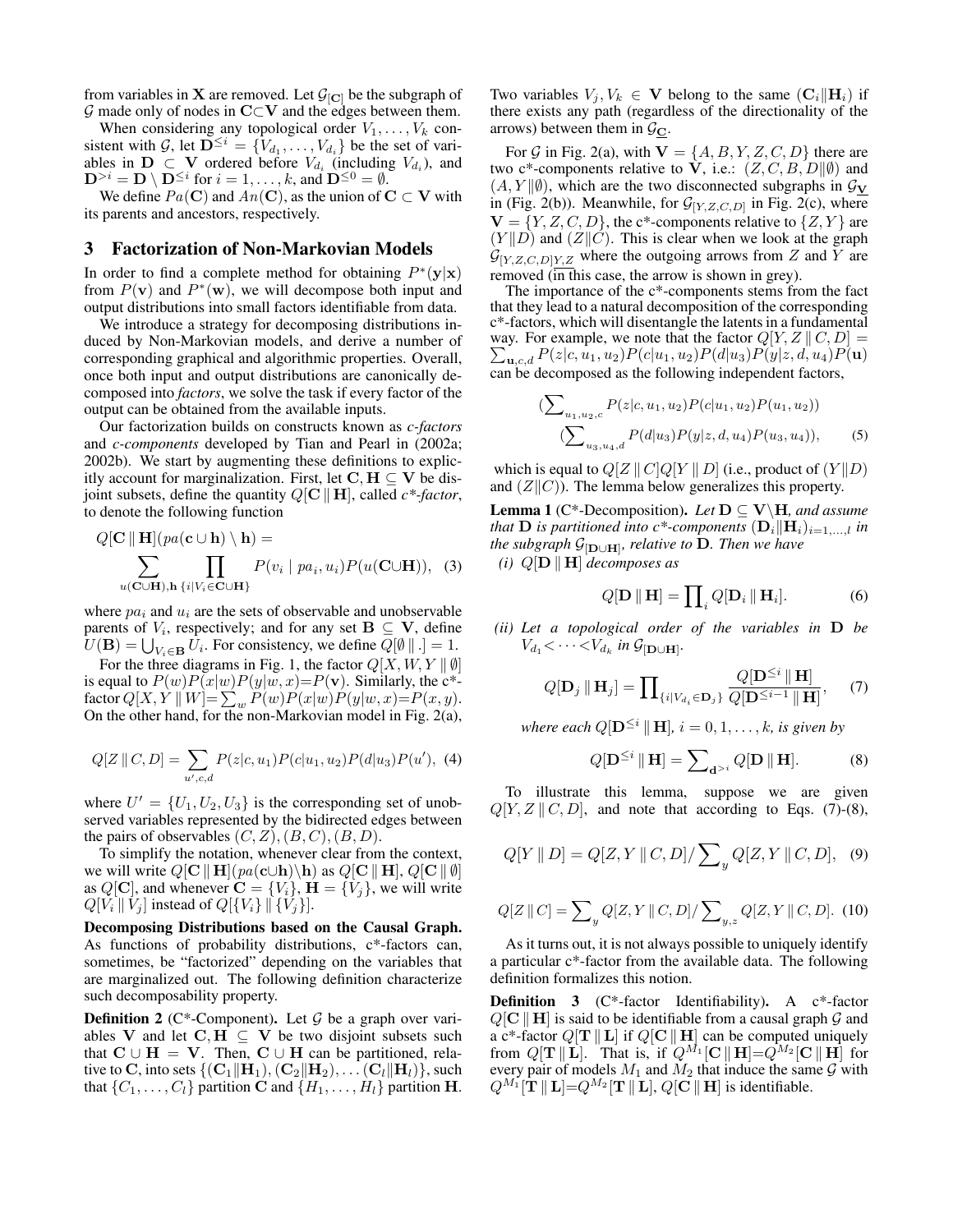from variables in $\mathbf{X}$ are removed. Let $\mathcal{G}_{[\mathbf{C}]}$ be the subgraph of $\mathcal{G}$ made only of nodes in $\mathbf{C}\subset\mathbf{V}$ and the edges between them.

When considering any topological order $V_1, \ldots, V_k$ consistent with $\mathcal{G}$, let $\mathbf{D}^{\leq i} = \{V_{d_1}, \ldots, V_{d_i}\}$ be the set of variables in $\mathbf{D} \subset \mathbf{V}$ ordered before $V_{d_i}$ (including $V_{d_i}$), and $\mathbf{D}^{>i} = \mathbf{D} \setminus \mathbf{D}^{\leq i}$ for $i = 1, \ldots, k$, and $\mathbf{D}^{\leq 0} = \emptyset$.

We define $Pa(\mathbf{C})$ and $An(\mathbf{C})$, as the union of $\mathbf{C} \subset \mathbf{V}$ with its parents and ancestors, respectively.

## 3 Factorization of Non-Markovian Models

In order to find a complete method for obtaining $P^*(\mathbf{y}|\mathbf{x})$ from $P(\mathbf{v})$ and $P^*(\mathbf{w})$, we will decompose both input and output distributions into small factors identifiable from data.

We introduce a strategy for decomposing distributions induced by Non-Markovian models, and derive a number of corresponding graphical and algorithmic properties. Overall, once both input and output distributions are canonically decomposed into *factors*, we solve the task if every factor of the output can be obtained from the available inputs.

Our factorization builds on constructs known as *c-factors* and *c-components* developed by Tian and Pearl in (2002a; 2002b). We start by augmenting these definitions to explicitly account for marginalization. First, let $\mathbf{C}, \mathbf{H} \subseteq \mathbf{V}$ be disjoint subsets, define the quantity $Q[\mathbf{C} \,\|\, \mathbf{H}]$, called *c\*-factor*, to denote the following function

$$Q[\mathbf{C} \,\|\, \mathbf{H}](pa(\mathbf{c} \cup \mathbf{h}) \setminus \mathbf{h}) = \sum_{u(\mathbf{C}\cup\mathbf{H}), \mathbf{h}} \prod_{\{i | V_i \in \mathbf{C}\cup\mathbf{H}\}} P(v_i \mid pa_i, u_i) P(u(\mathbf{C}\cup\mathbf{H})), \quad (3)$$

where $pa_i$ and $u_i$ are the sets of observable and unobservable parents of $V_i$, respectively; and for any set $\mathbf{B} \subseteq \mathbf{V}$, define $U(\mathbf{B}) = \bigcup_{V_i \in \mathbf{B}} U_i$. For consistency, we define $Q[\emptyset \,\|\, .] = 1$.

For the three diagrams in Fig. 1, the factor $Q[X, W, Y \,\|\, \emptyset]$ is equal to $P(w)P(x|w)P(y|w, x) = P(\mathbf{v})$. Similarly, the c\*-factor $Q[X, Y \,\|\, W] = \sum_w P(w)P(x|w)P(y|w, x) = P(x, y)$. On the other hand, for the non-Markovian model in Fig. 2(a),

$$Q[Z \,\|\, C, D] = \sum_{u', c, d} P(z|c, u_1)P(c|u_1, u_2)P(d|u_3)P(u'), \quad (4)$$

where $U' = \{U_1, U_2, U_3\}$ is the corresponding set of unobserved variables represented by the bidirected edges between the pairs of observables $(C, Z), (B, C), (B, D)$.

To simplify the notation, whenever clear from the context, we will write $Q[\mathbf{C} \,\|\, \mathbf{H}](pa(\mathbf{c}\cup\mathbf{h})\setminus\mathbf{h})$ as $Q[\mathbf{C} \,\|\, \mathbf{H}]$, $Q[\mathbf{C} \,\|\, \emptyset]$ as $Q[\mathbf{C}]$, and whenever $\mathbf{C} = \{V_i\}, \mathbf{H} = \{V_j\}$, we will write $Q[V_i \,\|\, V_j]$ instead of $Q[\{V_i\} \,\|\, \{V_j\}]$.

**Decomposing Distributions based on the Causal Graph.** As functions of probability distributions, c\*-factors can, sometimes, be "factorized" depending on the variables that are marginalized out. The following definition characterize such decomposability property.

**Definition 2** (C\*-Component)**.** Let $\mathcal{G}$ be a graph over variables $\mathbf{V}$ and let $\mathbf{C}, \mathbf{H} \subseteq \mathbf{V}$ be two disjoint subsets such that $\mathbf{C} \cup \mathbf{H} = \mathbf{V}$. Then, $\mathbf{C} \cup \mathbf{H}$ can be partitioned, relative to $\mathbf{C}$, into sets $\{(\mathbf{C}_1\|\mathbf{H}_1), (\mathbf{C}_2\|\mathbf{H}_2), \ldots (\mathbf{C}_l\|\mathbf{H}_l)\}$, such that $\{C_1, \ldots, C_l\}$ partition $\mathbf{C}$ and $\{H_1, \ldots, H_l\}$ partition $\mathbf{H}$. Two variables $V_j, V_k \in \mathbf{V}$ belong to the same $(\mathbf{C}_i\|\mathbf{H}_i)$ if there exists any path (regardless of the directionality of the arrows) between them in $\mathcal{G}_{\underline{\mathbf{C}}}$.

For $\mathcal{G}$ in Fig. 2(a), with $\mathbf{V} = \{A, B, Y, Z, C, D\}$ there are two c\*-components relative to $\mathbf{V}$, i.e.: $(Z, C, B, D\|\emptyset)$ and $(A, Y\|\emptyset)$, which are the two disconnected subgraphs in $\mathcal{G}_{\underline{\mathbf{V}}}$ in (Fig. 2(b)). Meanwhile, for $\mathcal{G}_{[Y,Z,C,D]}$ in Fig. 2(c), where $\mathbf{V} = \{Y, Z, C, D\}$, the c\*-components relative to $\{Z, Y\}$ are $(Y\|D)$ and $(Z\|C)$. This is clear when we look at the graph $\mathcal{G}_{[Y,Z,C,D]\underline{Y,Z}}$ where the outgoing arrows from $Z$ and $Y$ are removed (in this case, the arrow is shown in grey).

The importance of the c\*-components stems from the fact that they lead to a natural decomposition of the corresponding c\*-factors, which will disentangle the latents in a fundamental way. For example, we note that the factor $Q[Y, Z \,\|\, C, D] = \sum_{\mathbf{u}, c, d} P(z|c, u_1, u_2)P(c|u_1, u_2)P(d|u_3)P(y|z, d, u_4)P(\mathbf{u})$ can be decomposed as the following independent factors,

$$(\sum_{u_1, u_2, c} P(z|c, u_1, u_2)P(c|u_1, u_2)P(u_1, u_2)) (\sum_{u_3, u_4, d} P(d|u_3)P(y|z, d, u_4)P(u_3, u_4)), \quad (5)$$

which is equal to $Q[Z \,\|\, C]Q[Y \,\|\, D]$ (i.e., product of $(Y\|D)$ and $(Z\|C)$). The lemma below generalizes this property.

**Lemma 1** (C\*-Decomposition)**.** *Let $\mathbf{D} \subseteq \mathbf{V}\setminus\mathbf{H}$, and assume that $\mathbf{D}$ is partitioned into c\*-components $(\mathbf{D}_i\|\mathbf{H}_i)_{i=1,\ldots,l}$ in the subgraph $\mathcal{G}_{[\mathbf{D}\cup\mathbf{H}]}$, relative to $\mathbf{D}$. Then we have*

*(i) $Q[\mathbf{D} \,\|\, \mathbf{H}]$ decomposes as*

$$Q[\mathbf{D} \,\|\, \mathbf{H}] = \prod_i Q[\mathbf{D}_i \,\|\, \mathbf{H}_i]. \quad (6)$$

*(ii) Let a topological order of the variables in $\mathbf{D}$ be $V_{d_1} < \cdots < V_{d_k}$ in $\mathcal{G}_{[\mathbf{D}\cup\mathbf{H}]}$.*

$$Q[\mathbf{D}_j \,\|\, \mathbf{H}_j] = \prod_{\{i | V_{d_i} \in \mathbf{D}_j\}} \frac{Q[\mathbf{D}^{\leq i} \,\|\, \mathbf{H}]}{Q[\mathbf{D}^{\leq i-1} \,\|\, \mathbf{H}]}, \quad (7)$$

*where each $Q[\mathbf{D}^{\leq i} \,\|\, \mathbf{H}]$, $i = 0, 1, \ldots, k$, is given by*

$$Q[\mathbf{D}^{\leq i} \,\|\, \mathbf{H}] = \sum_{\mathbf{d}^{>i}} Q[\mathbf{D} \,\|\, \mathbf{H}]. \quad (8)$$

To illustrate this lemma, suppose we are given $Q[Y, Z \,\|\, C, D]$, and note that according to Eqs. (7)-(8),

$$Q[Y \,\|\, D] = Q[Z, Y \,\|\, C, D] / \sum_y Q[Z, Y \,\|\, C, D], \quad (9)$$

$$Q[Z \,\|\, C] = \sum_y Q[Z, Y \,\|\, C, D] / \sum_{y,z} Q[Z, Y \,\|\, C, D]. \quad (10)$$

As it turns out, it is not always possible to uniquely identify a particular c\*-factor from the available data. The following definition formalizes this notion.

**Definition 3** (C\*-factor Identifiability)**.** A c\*-factor $Q[\mathbf{C} \,\|\, \mathbf{H}]$ is said to be identifiable from a causal graph $\mathcal{G}$ and a c\*-factor $Q[\mathbf{T} \,\|\, \mathbf{L}]$ if $Q[\mathbf{C} \,\|\, \mathbf{H}]$ can be computed uniquely from $Q[\mathbf{T} \,\|\, \mathbf{L}]$. That is, if $Q^{M_1}[\mathbf{C} \,\|\, \mathbf{H}] = Q^{M_2}[\mathbf{C} \,\|\, \mathbf{H}]$ for every pair of models $M_1$ and $M_2$ that induce the same $\mathcal{G}$ with $Q^{M_1}[\mathbf{T} \,\|\, \mathbf{L}] = Q^{M_2}[\mathbf{T} \,\|\, \mathbf{L}]$, $Q[\mathbf{C} \,\|\, \mathbf{H}]$ is identifiable.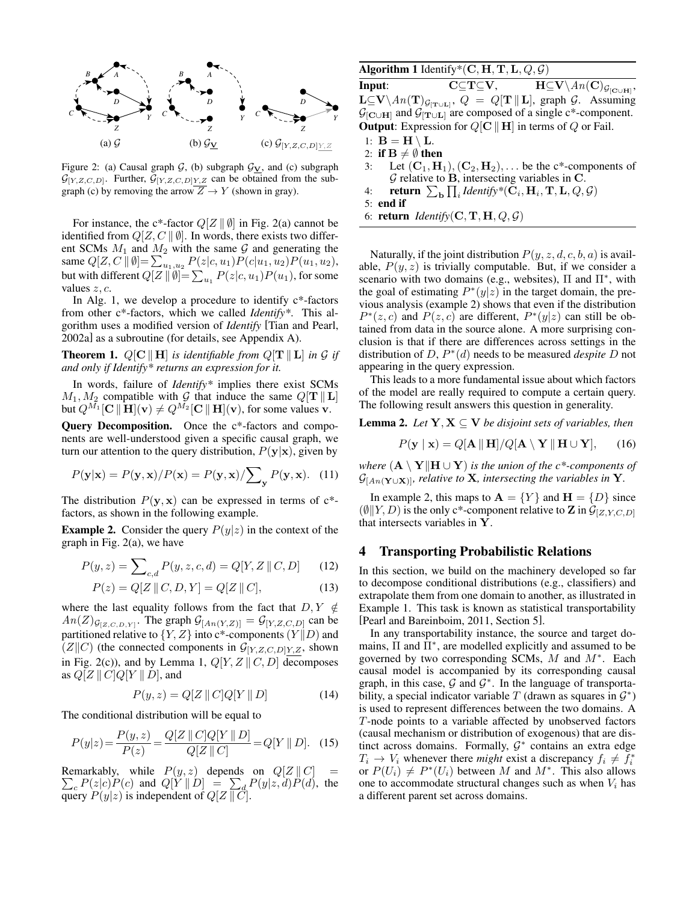(a) $\mathcal{G}$ (b) $\mathcal{G}_{\underline{\mathbf{V}}}$ (c) $\mathcal{G}_{[Y,Z,C,D]\underline{Y,Z}}$

Figure 2: (a) Causal graph $\mathcal{G}$, (b) subgraph $\mathcal{G}_{\underline{\mathbf{V}}}$, and (c) subgraph $\mathcal{G}_{[Y,Z,C,D]}$. Further, $\mathcal{G}_{[Y,Z,C,D]\underline{Y,Z}}$ can be obtained from the subgraph (c) by removing the arrow $\overline{Z} \to Y$ (shown in gray).

For instance, the c*-factor $Q[Z \,\|\, \emptyset]$ in Fig. 2(a) cannot be identified from $Q[Z, C \,\|\, \emptyset]$. In words, there exists two different SCMs $M_1$ and $M_2$ with the same $\mathcal{G}$ and generating the same $Q[Z, C \,\|\, \emptyset]=\sum_{u_1,u_2} P(z|c, u_1)P(c|u_1, u_2)P(u_1, u_2)$, but with different $Q[Z \,\|\, \emptyset]=\sum_{u_1} P(z|c, u_1)P(u_1)$, for some values $z, c$.

In Alg. 1, we develop a procedure to identify c*-factors from other c*-factors, which we called *Identify\**. This algorithm uses a modified version of *Identify* [Tian and Pearl, 2002a] as a subroutine (for details, see Appendix A).

**Theorem 1.** *$Q[\mathbf{C} \,\|\, \mathbf{H}]$ is identifiable from $Q[\mathbf{T} \,\|\, \mathbf{L}]$ in $\mathcal{G}$ if and only if Identify\* returns an expression for it.*

In words, failure of *Identify\** implies there exist SCMs $M_1, M_2$ compatible with $\mathcal{G}$ that induce the same $Q[\mathbf{T} \,\|\, \mathbf{L}]$ but $Q^{M_1}[\mathbf{C} \,\|\, \mathbf{H}](\mathbf{v}) \neq Q^{M_2}[\mathbf{C} \,\|\, \mathbf{H}](\mathbf{v})$, for some values $\mathbf{v}$.

**Query Decomposition.** Once the c*-factors and components are well-understood given a specific causal graph, we turn our attention to the query distribution, $P(\mathbf{y}|\mathbf{x})$, given by

$$P(\mathbf{y}|\mathbf{x}) = P(\mathbf{y}, \mathbf{x})/P(\mathbf{x}) = P(\mathbf{y}, \mathbf{x})/\sum\nolimits_{\mathbf{y}} P(\mathbf{y}, \mathbf{x}). \quad (11)$$

The distribution $P(\mathbf{y}, \mathbf{x})$ can be expressed in terms of c*-factors, as shown in the following example.

**Example 2.** Consider the query $P(y|z)$ in the context of the graph in Fig. 2(a), we have

$$P(y, z) = \sum\nolimits_{c,d} P(y, z, c, d) = Q[Y, Z \,\|\, C, D] \quad (12)$$

$$P(z) = Q[Z \,\|\, C, D, Y] = Q[Z \,\|\, C], \quad (13)$$

where the last equality follows from the fact that $D, Y \notin An(Z)_{\mathcal{G}_{[Z,C,D,Y]}}$. The graph $\mathcal{G}_{[An(Y,Z)]} = \mathcal{G}_{[Y,Z,C,D]}$ can be partitioned relative to $\{Y, Z\}$ into c*-components $(Y\|D)$ and $(Z\|C)$ (the connected components in $\mathcal{G}_{[Y,Z,C,D]\underline{Y,Z}}$, shown in Fig. 2(c)), and by Lemma 1, $Q[Y, Z \,\|\, C, D]$ decomposes as $Q[Z \,\|\, C]Q[Y \,\|\, D]$, and

$$P(y, z) = Q[Z \,\|\, C]Q[Y \,\|\, D] \quad (14)$$

The conditional distribution will be equal to

$$P(y|z) = \frac{P(y, z)}{P(z)} = \frac{Q[Z \,\|\, C]Q[Y \,\|\, D]}{Q[Z \,\|\, C]} = Q[Y \,\|\, D]. \quad (15)$$

Remarkably, while $P(y, z)$ depends on $Q[Z \,\|\, C] = \sum_c P(z|c)P(c)$ and $Q[Y \,\|\, D] = \sum_d P(y|z, d)P(d)$, the query $P(y|z)$ is independent of $Q[Z \,\|\, C]$.

---

**Algorithm 1** Identify\*($\mathbf{C}, \mathbf{H}, \mathbf{T}, \mathbf{L}, Q, \mathcal{G}$)

**Input**: $\mathbf{C} \subseteq \mathbf{T} \subseteq \mathbf{V}$, $\mathbf{H} \subseteq \mathbf{V} \setminus An(\mathbf{C})_{\mathcal{G}_{[\mathbf{C}\cup\mathbf{H}]}}$, $\mathbf{L} \subseteq \mathbf{V} \setminus An(\mathbf{T})_{\mathcal{G}_{[\mathbf{T}\cup\mathbf{L}]}}$, $Q = Q[\mathbf{T} \,\|\, \mathbf{L}]$, graph $\mathcal{G}$. Assuming $\mathcal{G}_{[\mathbf{C}\cup\mathbf{H}]}$ and $\mathcal{G}_{[\mathbf{T}\cup\mathbf{L}]}$ are composed of a single c*-component.
**Output**: Expression for $Q[\mathbf{C} \,\|\, \mathbf{H}]$ in terms of $Q$ or Fail.

1: $\mathbf{B} = \mathbf{H} \setminus \mathbf{L}$.
2: **if** $\mathbf{B} \neq \emptyset$ **then**
3: Let $(\mathbf{C}_1, \mathbf{H}_1), (\mathbf{C}_2, \mathbf{H}_2), \ldots$ be the c*-components of $\mathcal{G}$ relative to $\mathbf{B}$, intersecting variables in $\mathbf{C}$.
4: **return** $\sum_{\mathbf{b}} \prod_i$ *Identify\**($\mathbf{C}_i, \mathbf{H}_i, \mathbf{T}, \mathbf{L}, Q, \mathcal{G}$)
5: **end if**
6: **return** *Identify*($\mathbf{C}, \mathbf{T}, \mathbf{H}, Q, \mathcal{G}$)

---

Naturally, if the joint distribution $P(y, z, d, c, b, a)$ is available, $P(y, z)$ is trivially computable. But, if we consider a scenario with two domains (e.g., websites), $\Pi$ and $\Pi^*$, with the goal of estimating $P^*(y|z)$ in the target domain, the previous analysis (example 2) shows that even if the distribution $P^*(z, c)$ and $P(z, c)$ are different, $P^*(y|z)$ can still be obtained from data in the source alone. A more surprising conclusion is that if there are differences across settings in the distribution of $D$, $P^*(d)$ needs to be measured *despite* $D$ not appearing in the query expression.

This leads to a more fundamental issue about which factors of the model are really required to compute a certain query. The following result answers this question in generality.

**Lemma 2.** *Let $\mathbf{Y}, \mathbf{X} \subseteq \mathbf{V}$ be disjoint sets of variables, then*

$$P(\mathbf{y} \mid \mathbf{x}) = Q[\mathbf{A} \,\|\, \mathbf{H}]/Q[\mathbf{A} \setminus \mathbf{Y} \,\|\, \mathbf{H} \cup \mathbf{Y}], \quad (16)$$

*where $(\mathbf{A} \setminus \mathbf{Y} \| \mathbf{H} \cup \mathbf{Y})$ is the union of the c\*-components of $\mathcal{G}_{[An(\mathbf{Y}\cup\mathbf{X})]}$, relative to $\mathbf{X}$, intersecting the variables in $\mathbf{Y}$.*

In example 2, this maps to $\mathbf{A} = \{Y\}$ and $\mathbf{H} = \{D\}$ since $(\emptyset\|Y, D)$ is the only c*-component relative to $\mathbf{Z}$ in $\mathcal{G}_{[Z,Y,C,D]}$ that intersects variables in $\mathbf{Y}$.

## 4 Transporting Probabilistic Relations

In this section, we build on the machinery developed so far to decompose conditional distributions (e.g., classifiers) and extrapolate them from one domain to another, as illustrated in Example 1. This task is known as statistical transportability [Pearl and Bareinboim, 2011, Section 5].

In any transportability instance, the source and target domains, $\Pi$ and $\Pi^*$, are modelled explicitly and assumed to be governed by two corresponding SCMs, $M$ and $M^*$. Each causal model is accompanied by its corresponding causal graph, in this case, $\mathcal{G}$ and $\mathcal{G}^*$. In the language of transportability, a special indicator variable $T$ (drawn as squares in $\mathcal{G}^*$) is used to represent differences between the two domains. A $T$-node points to a variable affected by unobserved factors (causal mechanism or distribution of exogenous) that are distinct across domains. Formally, $\mathcal{G}^*$ contains an extra edge $T_i \to V_i$ whenever there *might* exist a discrepancy $f_i \neq f_i^*$ or $P(U_i) \neq P^*(U_i)$ between $M$ and $M^*$. This also allows one to accommodate structural changes such as when $V_i$ has a different parent set across domains.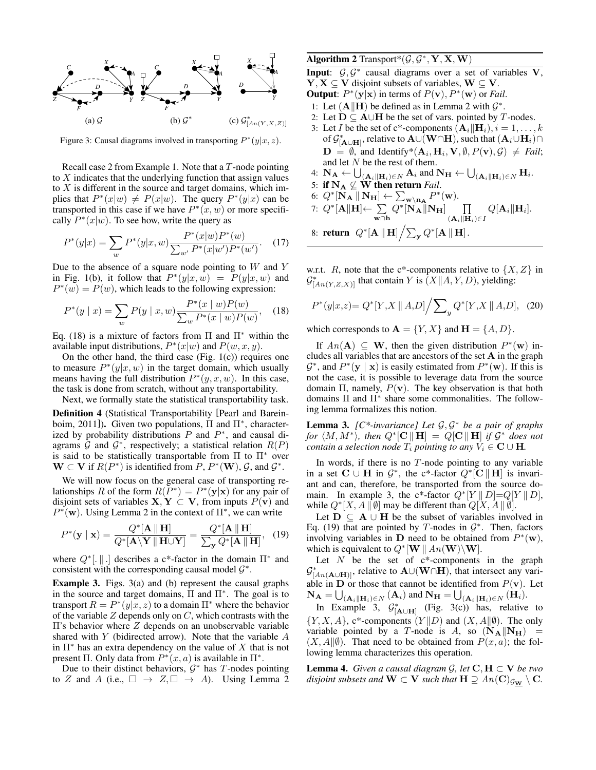(a) $\mathcal{G}$ (b) $\mathcal{G}^*$ (c) $\mathcal{G}^*_{[An(Y,X,Z)]}$

Figure 3: Causal diagrams involved in transporting $P^*(y|x,z)$.

Recall case 2 from Example 1. Note that a $T$-node pointing to $X$ indicates that the underlying function that assign values to $X$ is different in the source and target domains, which implies that $P^*(x|w) \neq P(x|w)$. The query $P^*(y|x)$ can be transported in this case if we have $P^*(x,w)$ or more specifically $P^*(x|w)$. To see how, write the query as

$$P^*(y|x) = \sum_w P^*(y|x,w)\frac{P^*(x|w)P^*(w)}{\sum_{w'} P^*(x|w')P^*(w')}. \quad (17)$$

Due to the absence of a square node pointing to $W$ and $Y$ in Fig. 1(b), it follow that $P^*(y|x,w) = P(y|x,w)$ and $P^*(w) = P(w)$, which leads to the following expression:

$$P^*(y \mid x) = \sum_w P(y \mid x,w)\frac{P^*(x \mid w)P(w)}{\sum_w P^*(x \mid w)P(w)}, \quad (18)$$

Eq. (18) is a mixture of factors from $\Pi$ and $\Pi^*$ within the available input distributions, $P^*(x|w)$ and $P(w,x,y)$.

On the other hand, the third case (Fig. 1(c)) requires one to measure $P^*(y|x,w)$ in the target domain, which usually means having the full distribution $P^*(y,x,w)$. In this case, the task is done from scratch, without any transportability.

Next, we formally state the statistical transportability task.

**Definition 4** (Statistical Transportability [Pearl and Bareinboim, 2011]). Given two populations, $\Pi$ and $\Pi^*$, characterized by probability distributions $P$ and $P^*$, and causal diagrams $\mathcal{G}$ and $\mathcal{G}^*$, respectively; a statistical relation $R(P)$ is said to be statistically transportable from $\Pi$ to $\Pi^*$ over $\mathbf{W} \subset \mathbf{V}$ if $R(P^*)$ is identified from $P$, $P^*(\mathbf{W})$, $\mathcal{G}$, and $\mathcal{G}^*$.

We will now focus on the general case of transporting relationships $R$ of the form $R(P^*) = P^*(\mathbf{y}|\mathbf{x})$ for any pair of disjoint sets of variables $\mathbf{X}, \mathbf{Y} \subset \mathbf{V}$, from inputs $P(\mathbf{v})$ and $P^*(\mathbf{w})$. Using Lemma 2 in the context of $\Pi^*$, we can write

$$P^*(\mathbf{y} \mid \mathbf{x}) = \frac{Q^*[\mathbf{A} \,\|\, \mathbf{H}]}{Q^*[\mathbf{A}\setminus\mathbf{Y} \,\|\, \mathbf{H}\cup\mathbf{Y}]} = \frac{Q^*[\mathbf{A} \,\|\, \mathbf{H}]}{\sum_{\mathbf{y}} Q^*[\mathbf{A} \,\|\, \mathbf{H}]}, \quad (19)$$

where $Q^*[.\,\|\,.]$ describes a c*-factor in the domain $\Pi^*$ and consistent with the corresponding causal model $\mathcal{G}^*$.

**Example 3.** Figs. 3(a) and (b) represent the causal graphs in the source and target domains, $\Pi$ and $\Pi^*$. The goal is to transport $R = P^*(y|x,z)$ to a domain $\Pi^*$ where the behavior of the variable $Z$ depends only on $C$, which contrasts with the $\Pi$'s behavior where $Z$ depends on an unobservable variable shared with $Y$ (bidirected arrow). Note that the variable $A$ in $\Pi^*$ has an extra dependency on the value of $X$ that is not present $\Pi$. Only data from $P^*(x,a)$ is available in $\Pi^*$.

Due to their distinct behaviors, $\mathcal{G}^*$ has $T$-nodes pointing to $Z$ and $A$ (i.e., $\square \to Z, \square \to A$). Using Lemma 2 w.r.t. $R$, note that the c*-components relative to $\{X,Z\}$ in $\mathcal{G}^*_{[An(Y,Z,X)]}$ that contain $Y$ is $(X\|A,Y,D)$, yielding:

$$P^*(y|x,z) = Q^*[Y,X \,\|\, A,D]\Big/\sum_y Q^*[Y,X \,\|\, A,D], \quad (20)$$

which corresponds to $\mathbf{A} = \{Y,X\}$ and $\mathbf{H} = \{A,D\}$.

If $An(\mathbf{A}) \subseteq \mathbf{W}$, then the given distribution $P^*(\mathbf{w})$ includes all variables that are ancestors of the set $\mathbf{A}$ in the graph $\mathcal{G}^*$, and $P^*(\mathbf{y} \mid \mathbf{x})$ is easily estimated from $P^*(\mathbf{w})$. If this is not the case, it is possible to leverage data from the source domain $\Pi$, namely, $P(\mathbf{v})$. The key observation is that both domains $\Pi$ and $\Pi^*$ share some commonalities. The following lemma formalizes this notion.

**Lemma 3.** *[C\*-invariance] Let $\mathcal{G},\mathcal{G}^*$ be a pair of graphs for $\langle M, M^*\rangle$, then $Q^*[\mathbf{C} \,\|\, \mathbf{H}] = Q[\mathbf{C} \,\|\, \mathbf{H}]$ if $\mathcal{G}^*$ does not contain a selection node $T_i$ pointing to any $V_i \in \mathbf{C} \cup \mathbf{H}$.*

In words, if there is no $T$-node pointing to any variable in a set $\mathbf{C} \cup \mathbf{H}$ in $\mathcal{G}^*$, the c*-factor $Q^*[\mathbf{C} \,\|\, \mathbf{H}]$ is invariant and can, therefore, be transported from the source domain. In example 3, the c*-factor $Q^*[Y \,\|\, D]{=}Q[Y \,\|\, D]$, while $Q^*[X, A \,\|\, \emptyset]$ may be different than $Q[X, A \,\|\, \emptyset]$.

Let $\mathbf{D} \subseteq \mathbf{A} \cup \mathbf{H}$ be the subset of variables involved in Eq. (19) that are pointed by $T$-nodes in $\mathcal{G}^*$. Then, factors involving variables in $\mathbf{D}$ need to be obtained from $P^*(\mathbf{w})$, which is equivalent to $Q^*[\mathbf{W} \,\|\, An(\mathbf{W})\setminus\mathbf{W}]$.

Let $N$ be the set of c*-components in the graph $\mathcal{G}^*_{[An(\mathbf{A}\cup\mathbf{H})]}$, relative to $\mathbf{A}\cup(\mathbf{W}\cap\mathbf{H})$, that intersect any variable in $\mathbf{D}$ or those that cannot be identified from $P(\mathbf{v})$. Let $\mathbf{N_A} = \bigcup_{(\mathbf{A}_i\|\mathbf{H}_i)\in N}(\mathbf{A}_i)$ and $\mathbf{N_H} = \bigcup_{(\mathbf{A}_i\|\mathbf{H}_i)\in N}(\mathbf{H}_i)$.

In Example 3, $\mathcal{G}^*_{[\mathbf{A}\cup\mathbf{H}]}$ (Fig. 3(c)) has, relative to $\{Y,X,A\}$, c*-components $(Y\|D)$ and $(X,A\|\emptyset)$. The only variable pointed by a $T$-node is $A$, so $(\mathbf{N_A}\|\mathbf{N_H}) = (X,A\|\emptyset)$. That need to be obtained from $P(x,a)$; the following lemma characterizes this operation.

**Lemma 4.** *Given a causal diagram $\mathcal{G}$, let $\mathbf{C},\mathbf{H} \subset \mathbf{V}$ be two disjoint subsets and $\mathbf{W} \subset \mathbf{V}$ such that $\mathbf{H} \supseteq An(\mathbf{C})_{\mathcal{G}_{\underline{\mathbf{W}}}} \setminus \mathbf{C}$.*

---

**Algorithm 2** Transport*($\mathcal{G},\mathcal{G}^*,\mathbf{Y},\mathbf{X},\mathbf{W}$)

**Input**: $\mathcal{G},\mathcal{G}^*$ causal diagrams over a set of variables $\mathbf{V}$, $\mathbf{Y},\mathbf{X} \subseteq \mathbf{V}$ disjoint subsets of variables, $\mathbf{W} \subseteq \mathbf{V}$.
**Output**: $P^*(\mathbf{y}|\mathbf{x})$ in terms of $P(\mathbf{v}), P^*(\mathbf{w})$ or *Fail*.

1: Let $(\mathbf{A}\|\mathbf{H})$ be defined as in Lemma 2 with $\mathcal{G}^*$.
2: Let $\mathbf{D} \subseteq \mathbf{A}\cup\mathbf{H}$ be the set of vars. pointed by $T$-nodes.
3: Let $I$ be the set of c*-components $(\mathbf{A}_i\|\mathbf{H}_i), i = 1,\ldots,k$ of $\mathcal{G}^*_{[\mathbf{A}\cup\mathbf{H}]}$, relative to $\mathbf{A}\cup(\mathbf{W}\cap\mathbf{H})$, such that $(\mathbf{A}_i\cup\mathbf{H}_i)\cap\mathbf{D} = \emptyset$, and Identify*($\mathbf{A}_i,\mathbf{H}_i,\mathbf{V},\emptyset,P(\mathbf{v}),\mathcal{G}$) $\neq$ *Fail*; and let $N$ be the rest of them.
4: $\mathbf{N_A} \leftarrow \bigcup_{(\mathbf{A}_i\|\mathbf{H}_i)\in N}\mathbf{A}_i$ and $\mathbf{N_H} \leftarrow \bigcup_{(\mathbf{A}_i\|\mathbf{H}_i)\in N}\mathbf{H}_i$.
5: **if** $\mathbf{N_A} \not\subseteq \mathbf{W}$ **then return** *Fail*.
6: $Q^*[\mathbf{N_A} \,\|\, \mathbf{N_H}] \leftarrow \sum_{\mathbf{w}\setminus\mathbf{n_A}} P^*(\mathbf{w})$.
7: $Q^*[\mathbf{A}\|\mathbf{H}] \leftarrow \sum_{\mathbf{w}\cap\mathbf{h}} Q^*[\mathbf{N_A}\|\mathbf{N_H}] \prod_{(\mathbf{A}_i\|\mathbf{H}_i)\in I} Q[\mathbf{A}_i\|\mathbf{H}_i]$.
8: **return** $Q^*[\mathbf{A} \,\|\, \mathbf{H}]\Big/\sum_{\mathbf{y}} Q^*[\mathbf{A} \,\|\, \mathbf{H}]$.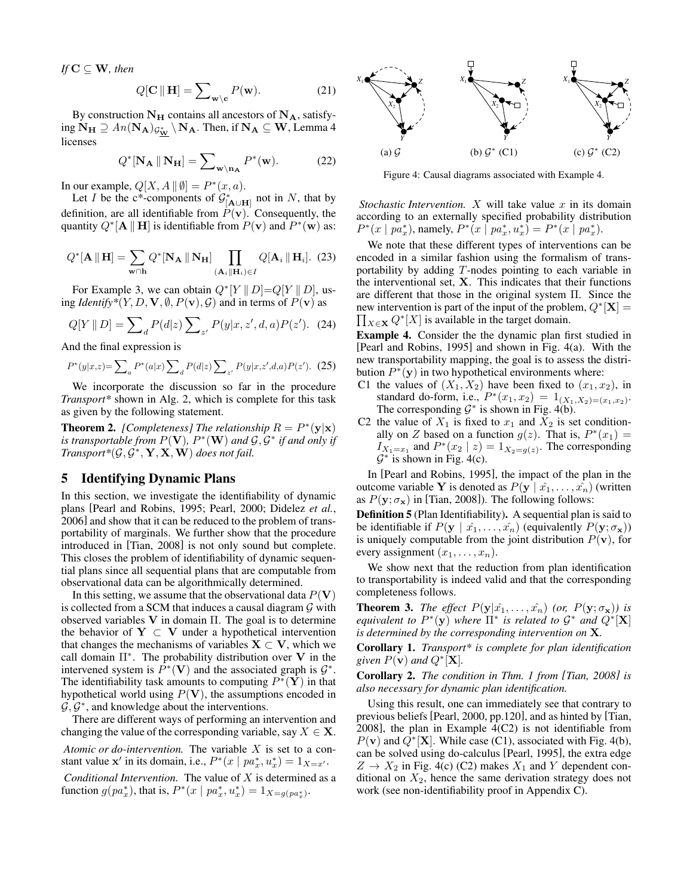*If* $\mathbf{C} \subseteq \mathbf{W}$*, then*

$$Q[\mathbf{C} \,\|\, \mathbf{H}] = \sum\nolimits_{\mathbf{w} \setminus \mathbf{c}} P(\mathbf{w}). \tag{21}$$

By construction $\mathbf{N_H}$ contains all ancestors of $\mathbf{N_A}$, satisfying $\mathbf{N_H} \supseteq An(\mathbf{N_A})_{\mathcal{G}^*_{\underline{\mathbf{W}}}} \setminus \mathbf{N_A}$. Then, if $\mathbf{N_A} \subseteq \mathbf{W}$, Lemma 4 licenses

$$Q^*[\mathbf{N_A} \,\|\, \mathbf{N_H}] = \sum\nolimits_{\mathbf{w} \setminus \mathbf{n_A}} P^*(\mathbf{w}). \tag{22}$$

In our example, $Q[X, A \,\|\, \emptyset] = P^*(x, a)$.

Let $I$ be the c\*-components of $\mathcal{G}^*_{[\mathbf{A} \cup \mathbf{H}]}$ not in $N$, that by definition, are all identifiable from $P(\mathbf{v})$. Consequently, the quantity $Q^*[\mathbf{A} \,\|\, \mathbf{H}]$ is identifiable from $P(\mathbf{v})$ and $P^*(\mathbf{w})$ as:

$$Q^*[\mathbf{A} \,\|\, \mathbf{H}] = \sum_{\mathbf{w} \cap \mathbf{h}} Q^*[\mathbf{N_A} \,\|\, \mathbf{N_H}] \prod_{(\mathbf{A}_i \| \mathbf{H}_i) \in I} Q[\mathbf{A}_i \,\|\, \mathbf{H}_i]. \tag{23}$$

For Example 3, we can obtain $Q^*[Y \,\|\, D] = Q[Y \,\|\, D]$, using *Identify\**$(Y, D, \mathbf{V}, \emptyset, P(\mathbf{v}), \mathcal{G})$ and in terms of $P(\mathbf{v})$ as

$$Q[Y \,\|\, D] = \sum\nolimits_{d} P(d|z) \sum\nolimits_{z'} P(y|x, z', d, a) P(z'). \tag{24}$$

And the final expression is

$$P^*(y|x,z) = \sum\nolimits_{a} P^*(a|x) \sum\nolimits_{d} P(d|z) \sum\nolimits_{z'} P(y|x,z',d,a) P(z'). \tag{25}$$

We incorporate the discussion so far in the procedure *Transport\** shown in Alg. 2, which is complete for this task as given by the following statement.

**Theorem 2.** *[Completeness] The relationship* $R = P^*(\mathbf{y}|\mathbf{x})$ *is transportable from* $P(\mathbf{V})$*,* $P^*(\mathbf{W})$ *and* $\mathcal{G}, \mathcal{G}^*$ *if and only if Transport\**$(\mathcal{G}, \mathcal{G}^*, \mathbf{Y}, \mathbf{X}, \mathbf{W})$ *does not fail.*

## 5 Identifying Dynamic Plans

In this section, we investigate the identifiability of dynamic plans [Pearl and Robins, 1995; Pearl, 2000; Didelez *et al.*, 2006] and show that it can be reduced to the problem of transportability of marginals. We further show that the procedure introduced in [Tian, 2008] is not only sound but complete. This closes the problem of identifiability of dynamic sequential plans since all sequential plans that are computable from observational data can be algorithmically determined.

In this setting, we assume that the observational data $P(\mathbf{V})$ is collected from a SCM that induces a causal diagram $\mathcal{G}$ with observed variables $\mathbf{V}$ in domain $\Pi$. The goal is to determine the behavior of $\mathbf{Y} \subset \mathbf{V}$ under a hypothetical intervention that changes the mechanisms of variables $\mathbf{X} \subset \mathbf{V}$, which we call domain $\Pi^*$. The probability distribution over $\mathbf{V}$ in the intervened system is $P^*(\mathbf{V})$ and the associated graph is $\mathcal{G}^*$. The identifiability task amounts to computing $P^*(\mathbf{Y})$ in that hypothetical world using $P(\mathbf{V})$, the assumptions encoded in $\mathcal{G}, \mathcal{G}^*$, and knowledge about the interventions.

There are different ways of performing an intervention and changing the value of the corresponding variable, say $X \in \mathbf{X}$.

*Atomic or do-intervention.* The variable $X$ is set to a constant value $\mathbf{x}'$ in its domain, i.e., $P^*(x \mid pa^*_x, u^*_x) = 1_{X=x'}$.

*Conditional Intervention.* The value of $X$ is determined as a function $g(pa^*_x)$, that is, $P^*(x \mid pa^*_x, u^*_x) = 1_{X=g(pa^*_x)}$.

(a) $\mathcal{G}$ (b) $\mathcal{G}^*$ (C1) (c) $\mathcal{G}^*$ (C2)

Figure 4: Causal diagrams associated with Example 4.

*Stochastic Intervention.* $X$ will take value $x$ in its domain according to an externally specified probability distribution $P^*(x \mid pa^*_x)$, namely, $P^*(x \mid pa^*_x, u^*_x) = P^*(x \mid pa^*_x)$.

We note that these different types of interventions can be encoded in a similar fashion using the formalism of transportability by adding $T$-nodes pointing to each variable in the interventional set, $\mathbf{X}$. This indicates that their functions are different that those in the original system $\Pi$. Since the new intervention is part of the input of the problem, $Q^*[\mathbf{X}] = \prod_{X \in \mathbf{X}} Q^*[X]$ is available in the target domain.

**Example 4.** Consider the the dynamic plan first studied in [Pearl and Robins, 1995] and shown in Fig. 4(a). With the new transportability mapping, the goal is to assess the distribution $P^*(\mathbf{y})$ in two hypothetical environments where:

- C1 the values of $(X_1, X_2)$ have been fixed to $(x_1, x_2)$, in standard do-form, i.e., $P^*(x_1, x_2) = 1_{(X_1, X_2) = (x_1, x_2)}$. The corresponding $\mathcal{G}^*$ is shown in Fig. 4(b).
- C2 the value of $X_1$ is fixed to $x_1$ and $X_2$ is set conditionally on $Z$ based on a function $g(z)$. That is, $P^*(x_1) = I_{X_1 = x_1}$ and $P^*(x_2 \mid z) = 1_{X_2 = g(z)}$. The corresponding $\mathcal{G}^*$ is shown in Fig. 4(c).

In [Pearl and Robins, 1995], the impact of the plan in the outcome variable $\mathbf{Y}$ is denoted as $P(\mathbf{y} \mid \hat{x_1}, \ldots, \hat{x_n})$ (written as $P(\mathbf{y}; \sigma_{\mathbf{x}})$ in [Tian, 2008]). The following follows:

**Definition 5** (Plan Identifiability)**.** A sequential plan is said to be identifiable if $P(\mathbf{y} \mid \hat{x_1}, \ldots, \hat{x_n})$ (equivalently $P(\mathbf{y}; \sigma_{\mathbf{x}})$) is uniquely computable from the joint distribution $P(\mathbf{v})$, for every assignment $(x_1, \ldots, x_n)$.

We show next that the reduction from plan identification to transportability is indeed valid and that the corresponding completeness follows.

**Theorem 3.** *The effect* $P(\mathbf{y}|\hat{x_1}, \ldots, \hat{x_n})$ *(or,* $P(\mathbf{y}; \sigma_{\mathbf{x}})$*) is equivalent to* $P^*(\mathbf{y})$ *where* $\Pi^*$ *is related to* $\mathcal{G}^*$ *and* $Q^*[\mathbf{X}]$ *is determined by the corresponding intervention on* $\mathbf{X}$*.*

**Corollary 1.** *Transport\* is complete for plan identification given* $P(\mathbf{v})$ *and* $Q^*[\mathbf{X}]$*.*

**Corollary 2.** *The condition in Thm. 1 from [Tian, 2008] is also necessary for dynamic plan identification.*

Using this result, one can immediately see that contrary to previous beliefs [Pearl, 2000, pp.120], and as hinted by [Tian, 2008], the plan in Example 4(C2) is not identifiable from $P(\mathbf{v})$ and $Q^*[\mathbf{X}]$. While case (C1), associated with Fig. 4(b), can be solved using do-calculus [Pearl, 1995], the extra edge $Z \to X_2$ in Fig. 4(c) (C2) makes $X_1$ and $Y$ dependent conditional on $X_2$, hence the same derivation strategy does not work (see non-identifiability proof in Appendix C).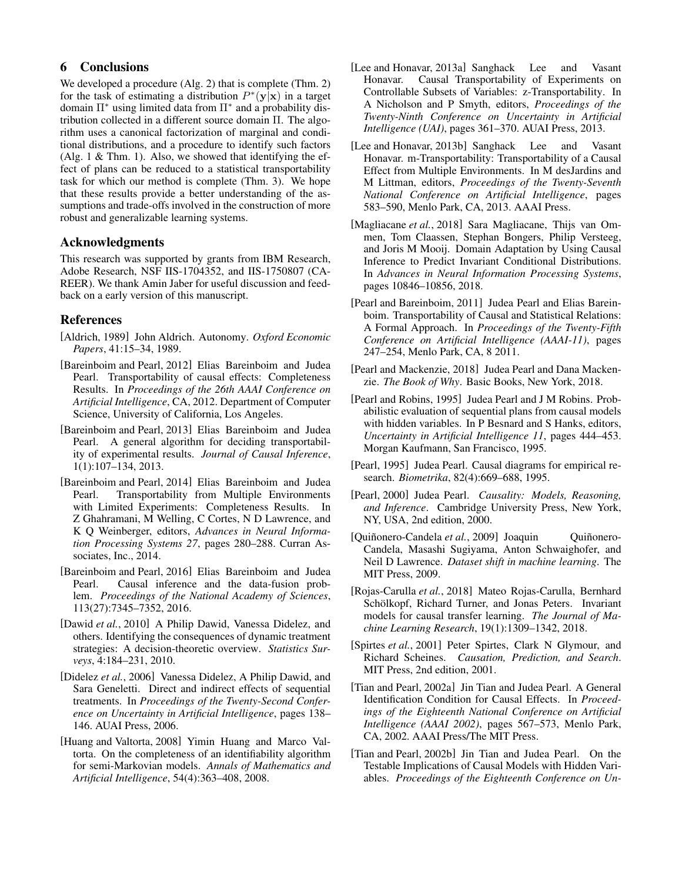## 6 Conclusions

We developed a procedure (Alg. 2) that is complete (Thm. 2) for the task of estimating a distribution $P^*(\mathbf{y}|\mathbf{x})$ in a target domain $\Pi^*$ using limited data from $\Pi^*$ and a probability distribution collected in a different source domain $\Pi$. The algorithm uses a canonical factorization of marginal and conditional distributions, and a procedure to identify such factors (Alg. 1 & Thm. 1). Also, we showed that identifying the effect of plans can be reduced to a statistical transportability task for which our method is complete (Thm. 3). We hope that these results provide a better understanding of the assumptions and trade-offs involved in the construction of more robust and generalizable learning systems.

## Acknowledgments

This research was supported by grants from IBM Research, Adobe Research, NSF IIS-1704352, and IIS-1750807 (CAREER). We thank Amin Jaber for useful discussion and feedback on a early version of this manuscript.

## References

[Aldrich, 1989] John Aldrich. Autonomy. *Oxford Economic Papers*, 41:15–34, 1989.

[Bareinboim and Pearl, 2012] Elias Bareinboim and Judea Pearl. Transportability of causal effects: Completeness Results. In *Proceedings of the 26th AAAI Conference on Artificial Intelligence*, CA, 2012. Department of Computer Science, University of California, Los Angeles.

[Bareinboim and Pearl, 2013] Elias Bareinboim and Judea Pearl. A general algorithm for deciding transportability of experimental results. *Journal of Causal Inference*, 1(1):107–134, 2013.

[Bareinboim and Pearl, 2014] Elias Bareinboim and Judea Pearl. Transportability from Multiple Environments with Limited Experiments: Completeness Results. In Z Ghahramani, M Welling, C Cortes, N D Lawrence, and K Q Weinberger, editors, *Advances in Neural Information Processing Systems 27*, pages 280–288. Curran Associates, Inc., 2014.

[Bareinboim and Pearl, 2016] Elias Bareinboim and Judea Pearl. Causal inference and the data-fusion problem. *Proceedings of the National Academy of Sciences*, 113(27):7345–7352, 2016.

[Dawid *et al.*, 2010] A Philip Dawid, Vanessa Didelez, and others. Identifying the consequences of dynamic treatment strategies: A decision-theoretic overview. *Statistics Surveys*, 4:184–231, 2010.

[Didelez *et al.*, 2006] Vanessa Didelez, A Philip Dawid, and Sara Geneletti. Direct and indirect effects of sequential treatments. In *Proceedings of the Twenty-Second Conference on Uncertainty in Artificial Intelligence*, pages 138–146. AUAI Press, 2006.

[Huang and Valtorta, 2008] Yimin Huang and Marco Valtorta. On the completeness of an identifiability algorithm for semi-Markovian models. *Annals of Mathematics and Artificial Intelligence*, 54(4):363–408, 2008.

[Lee and Honavar, 2013a] Sanghack Lee and Vasant Honavar. Causal Transportability of Experiments on Controllable Subsets of Variables: z-Transportability. In A Nicholson and P Smyth, editors, *Proceedings of the Twenty-Ninth Conference on Uncertainty in Artificial Intelligence (UAI)*, pages 361–370. AUAI Press, 2013.

[Lee and Honavar, 2013b] Sanghack Lee and Vasant Honavar. m-Transportability: Transportability of a Causal Effect from Multiple Environments. In M desJardins and M Littman, editors, *Proceedings of the Twenty-Seventh National Conference on Artificial Intelligence*, pages 583–590, Menlo Park, CA, 2013. AAAI Press.

[Magliacane *et al.*, 2018] Sara Magliacane, Thijs van Ommen, Tom Claassen, Stephan Bongers, Philip Versteeg, and Joris M Mooij. Domain Adaptation by Using Causal Inference to Predict Invariant Conditional Distributions. In *Advances in Neural Information Processing Systems*, pages 10846–10856, 2018.

[Pearl and Bareinboim, 2011] Judea Pearl and Elias Bareinboim. Transportability of Causal and Statistical Relations: A Formal Approach. In *Proceedings of the Twenty-Fifth Conference on Artificial Intelligence (AAAI-11)*, pages 247–254, Menlo Park, CA, 8 2011.

[Pearl and Mackenzie, 2018] Judea Pearl and Dana Mackenzie. *The Book of Why*. Basic Books, New York, 2018.

[Pearl and Robins, 1995] Judea Pearl and J M Robins. Probabilistic evaluation of sequential plans from causal models with hidden variables. In P Besnard and S Hanks, editors, *Uncertainty in Artificial Intelligence 11*, pages 444–453. Morgan Kaufmann, San Francisco, 1995.

[Pearl, 1995] Judea Pearl. Causal diagrams for empirical research. *Biometrika*, 82(4):669–688, 1995.

[Pearl, 2000] Judea Pearl. *Causality: Models, Reasoning, and Inference*. Cambridge University Press, New York, NY, USA, 2nd edition, 2000.

[Quiñonero-Candela *et al.*, 2009] Joaquin Quiñonero-Candela, Masashi Sugiyama, Anton Schwaighofer, and Neil D Lawrence. *Dataset shift in machine learning*. The MIT Press, 2009.

[Rojas-Carulla *et al.*, 2018] Mateo Rojas-Carulla, Bernhard Schölkopf, Richard Turner, and Jonas Peters. Invariant models for causal transfer learning. *The Journal of Machine Learning Research*, 19(1):1309–1342, 2018.

[Spirtes *et al.*, 2001] Peter Spirtes, Clark N Glymour, and Richard Scheines. *Causation, Prediction, and Search*. MIT Press, 2nd edition, 2001.

[Tian and Pearl, 2002a] Jin Tian and Judea Pearl. A General Identification Condition for Causal Effects. In *Proceedings of the Eighteenth National Conference on Artificial Intelligence (AAAI 2002)*, pages 567–573, Menlo Park, CA, 2002. AAAI Press/The MIT Press.

[Tian and Pearl, 2002b] Jin Tian and Judea Pearl. On the Testable Implications of Causal Models with Hidden Variables. *Proceedings of the Eighteenth Conference on Un-*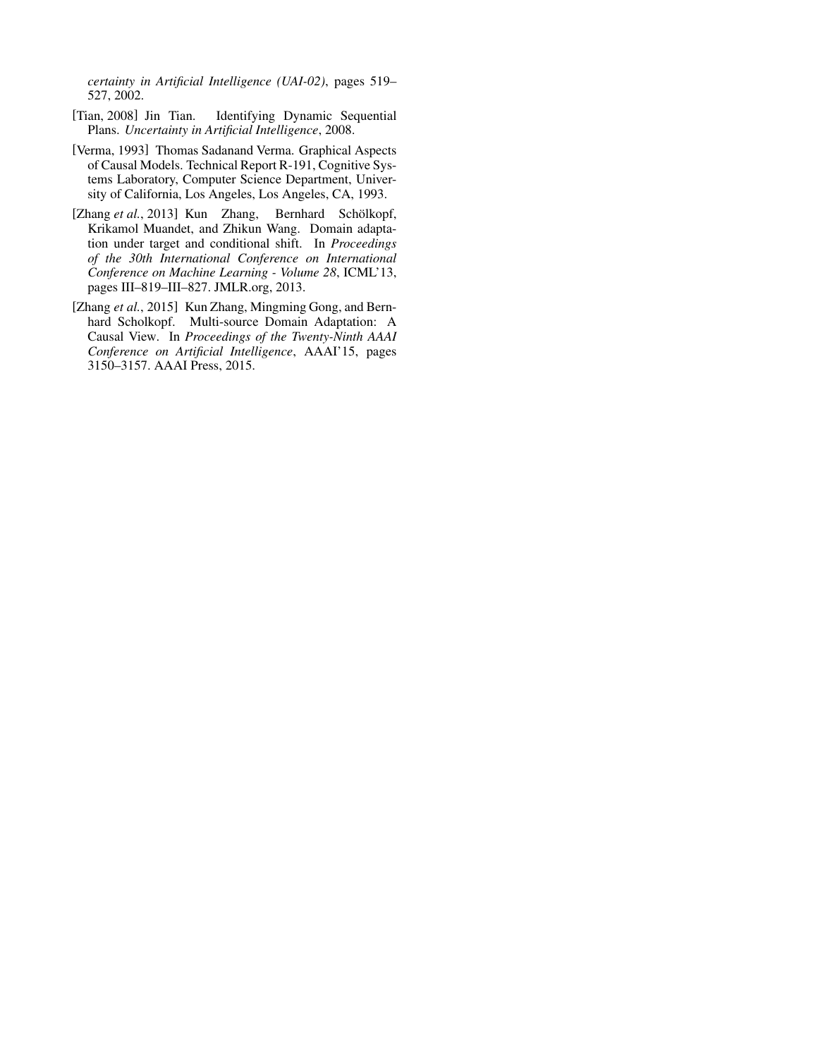*certainty in Artificial Intelligence (UAI-02)*, pages 519–527, 2002.

[Tian, 2008] Jin Tian. Identifying Dynamic Sequential Plans. *Uncertainty in Artificial Intelligence*, 2008.

[Verma, 1993] Thomas Sadanand Verma. Graphical Aspects of Causal Models. Technical Report R-191, Cognitive Systems Laboratory, Computer Science Department, University of California, Los Angeles, Los Angeles, CA, 1993.

[Zhang *et al.*, 2013] Kun Zhang, Bernhard Schölkopf, Krikamol Muandet, and Zhikun Wang. Domain adaptation under target and conditional shift. In *Proceedings of the 30th International Conference on International Conference on Machine Learning - Volume 28*, ICML'13, pages III–819–III–827. JMLR.org, 2013.

[Zhang *et al.*, 2015] Kun Zhang, Mingming Gong, and Bernhard Scholkopf. Multi-source Domain Adaptation: A Causal View. In *Proceedings of the Twenty-Ninth AAAI Conference on Artificial Intelligence*, AAAI'15, pages 3150–3157. AAAI Press, 2015.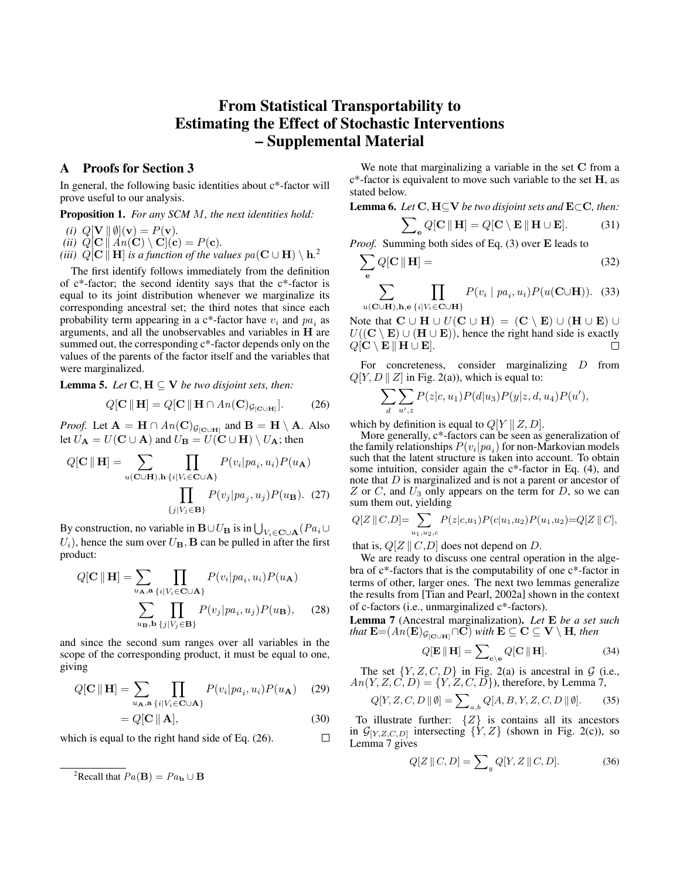# From Statistical Transportability to Estimating the Effect of Stochastic Interventions – Supplemental Material

## A Proofs for Section 3

In general, the following basic identities about c*-factor will prove useful to our analysis.

**Proposition 1.** *For any SCM $M$, the next identities hold:*

*(i)* $Q[\mathbf{V} \,\|\, \emptyset](\mathbf{v}) = P(\mathbf{v})$.

*(ii)* $Q[\mathbf{C} \,\|\, An(\mathbf{C}) \setminus \mathbf{C}](\mathbf{c}) = P(\mathbf{c})$.

*(iii)* $Q[\mathbf{C} \,\|\, \mathbf{H}]$ *is a function of the values* $pa(\mathbf{C} \cup \mathbf{H}) \setminus \mathbf{h}$.[2]

The first identify follows immediately from the definition of c*-factor; the second identity says that the c*-factor is equal to its joint distribution whenever we marginalize its corresponding ancestral set; the third notes that since each probability term appearing in a c*-factor have $v_i$ and $pa_i$ as arguments, and all the unobservables and variables in $\mathbf{H}$ are summed out, the corresponding c*-factor depends only on the values of the parents of the factor itself and the variables that were marginalized.

**Lemma 5.** *Let* $\mathbf{C}, \mathbf{H} \subseteq \mathbf{V}$ *be two disjoint sets, then:*

$$Q[\mathbf{C} \,\|\, \mathbf{H}] = Q[\mathbf{C} \,\|\, \mathbf{H} \cap An(\mathbf{C})_{\mathcal{G}_{[\mathbf{C} \cup \mathbf{H}]}}]. \tag{26}$$

*Proof.* Let $\mathbf{A} = \mathbf{H} \cap An(\mathbf{C})_{\mathcal{G}_{[\mathbf{C} \cup \mathbf{H}]}}$ and $\mathbf{B} = \mathbf{H} \setminus \mathbf{A}$. Also let $U_{\mathbf{A}} = U(\mathbf{C} \cup \mathbf{A})$ and $U_{\mathbf{B}} = U(\mathbf{C} \cup \mathbf{H}) \setminus U_{\mathbf{A}}$; then

$$Q[\mathbf{C} \,\|\, \mathbf{H}] = \sum_{u(\mathbf{C} \cup \mathbf{H}), \mathbf{h}} \prod_{\{i | V_i \in \mathbf{C} \cup \mathbf{A}\}} P(v_i | pa_i, u_i) P(u_{\mathbf{A}}) \prod_{\{j | V_j \in \mathbf{B}\}} P(v_j | pa_j, u_j) P(u_{\mathbf{B}}). \tag{27}$$

By construction, no variable in $\mathbf{B} \cup U_{\mathbf{B}}$ is in $\bigcup_{V_i \in \mathbf{C} \cup \mathbf{A}} (Pa_i \cup U_i)$, hence the sum over $U_{\mathbf{B}}, \mathbf{B}$ can be pulled in after the first product:

$$Q[\mathbf{C} \,\|\, \mathbf{H}] = \sum_{u_{\mathbf{A}}, \mathbf{a}} \prod_{\{i | V_i \in \mathbf{C} \cup \mathbf{A}\}} P(v_i | pa_i, u_i) P(u_{\mathbf{A}}) \sum_{u_{\mathbf{B}}, \mathbf{b}} \prod_{\{j | V_j \in \mathbf{B}\}} P(v_j | pa_i, u_j) P(u_{\mathbf{B}}), \tag{28}$$

and since the second sum ranges over all variables in the scope of the corresponding product, it must be equal to one, giving

$$Q[\mathbf{C} \,\|\, \mathbf{H}] = \sum_{u_{\mathbf{A}}, \mathbf{a}} \prod_{\{i | V_i \in \mathbf{C} \cup \mathbf{A}\}} P(v_i | pa_i, u_i) P(u_{\mathbf{A}}) \tag{29}$$

$$= Q[\mathbf{C} \,\|\, \mathbf{A}], \tag{30}$$

which is equal to the right hand side of Eq. (26). $\square$

We note that marginalizing a variable in the set $\mathbf{C}$ from a c*-factor is equivalent to move such variable to the set $\mathbf{H}$, as stated below.

**Lemma 6.** *Let* $\mathbf{C}, \mathbf{H} \subseteq \mathbf{V}$ *be two disjoint sets and* $\mathbf{E} \subset \mathbf{C}$*, then:*

$$\sum\nolimits_{\mathbf{e}} Q[\mathbf{C} \,\|\, \mathbf{H}] = Q[\mathbf{C} \setminus \mathbf{E} \,\|\, \mathbf{H} \cup \mathbf{E}]. \tag{31}$$

*Proof.* Summing both sides of Eq. (3) over $\mathbf{E}$ leads to

$$\sum_{\mathbf{e}} Q[\mathbf{C} \,\|\, \mathbf{H}] = \tag{32}$$

$$\sum_{u(\mathbf{C} \cup \mathbf{H}), \mathbf{h}, \mathbf{e}} \prod_{\{i | V_i \in \mathbf{C} \cup \mathbf{H}\}} P(v_i \mid pa_i, u_i) P(u(\mathbf{C} \cup \mathbf{H})). \tag{33}$$

Note that $\mathbf{C} \cup \mathbf{H} \cup U(\mathbf{C} \cup \mathbf{H}) = (\mathbf{C} \setminus \mathbf{E}) \cup (\mathbf{H} \cup \mathbf{E}) \cup U((\mathbf{C} \setminus \mathbf{E}) \cup (\mathbf{H} \cup \mathbf{E}))$, hence the right hand side is exactly $Q[\mathbf{C} \setminus \mathbf{E} \,\|\, \mathbf{H} \cup \mathbf{E}]$. $\square$

For concreteness, consider marginalizing $D$ from $Q[Y, D \,\|\, Z]$ in Fig. 2(a)), which is equal to:

$$\sum_{d} \sum_{u', z} P(z | c, u_1) P(d | u_3) P(y | z, d, u_4) P(u'),$$

which by definition is equal to $Q[Y \,\|\, Z, D]$.

More generally, c*-factors can be seen as generalization of the family relationships $P(v_i | pa_i)$ for non-Markovian models such that the latent structure is taken into account. To obtain some intuition, consider again the c*-factor in Eq. (4), and note that $D$ is marginalized and is not a parent or ancestor of $Z$ or $C$, and $U_3$ only appears on the term for $D$, so we can sum them out, yielding

$$Q[Z \,\|\, C, D] = \sum_{u_1, u_2, c} P(z | c, u_1) P(c | u_1, u_2) P(u_1, u_2) = Q[Z \,\|\, C],$$

that is, $Q[Z \,\|\, C, D]$ does not depend on $D$.

We are ready to discuss one central operation in the algebra of c*-factors that is the computability of one c*-factor in terms of other, larger ones. The next two lemmas generalize the results from [Tian and Pearl, 2002a] shown in the context of c-factors (i.e., unmarginalized c*-factors).

**Lemma 7** (Ancestral marginalization)**.** *Let* $\mathbf{E}$ *be a set such that* $\mathbf{E} = (An(\mathbf{E})_{\mathcal{G}_{[\mathbf{C} \cup \mathbf{H}]}} \cap \mathbf{C})$ *with* $\mathbf{E} \subseteq \mathbf{C} \subseteq \mathbf{V} \setminus \mathbf{H}$*, then*

$$Q[\mathbf{E} \,\|\, \mathbf{H}] = \sum\nolimits_{\mathbf{c} \setminus \mathbf{e}} Q[\mathbf{C} \,\|\, \mathbf{H}]. \tag{34}$$

The set $\{Y, Z, C, D\}$ in Fig. 2(a) is ancestral in $\mathcal{G}$ (i.e., $An(Y, Z, C, D) = \{Y, Z, C, D\}$), therefore, by Lemma 7,

$$Q[Y, Z, C, D \,\|\, \emptyset] = \sum\nolimits_{a,b} Q[A, B, Y, Z, C, D \,\|\, \emptyset]. \tag{35}$$

To illustrate further: $\{Z\}$ is contains all its ancestors in $\mathcal{G}_{[Y,Z,C,D]}$ intersecting $\{Y, Z\}$ (shown in Fig. 2(c)), so Lemma 7 gives

$$Q[Z \,\|\, C, D] = \sum\nolimits_{y} Q[Y, Z \,\|\, C, D]. \tag{36}$$

[2] Recall that $Pa(\mathbf{B}) = Pa_{\mathbf{b}} \cup \mathbf{B}$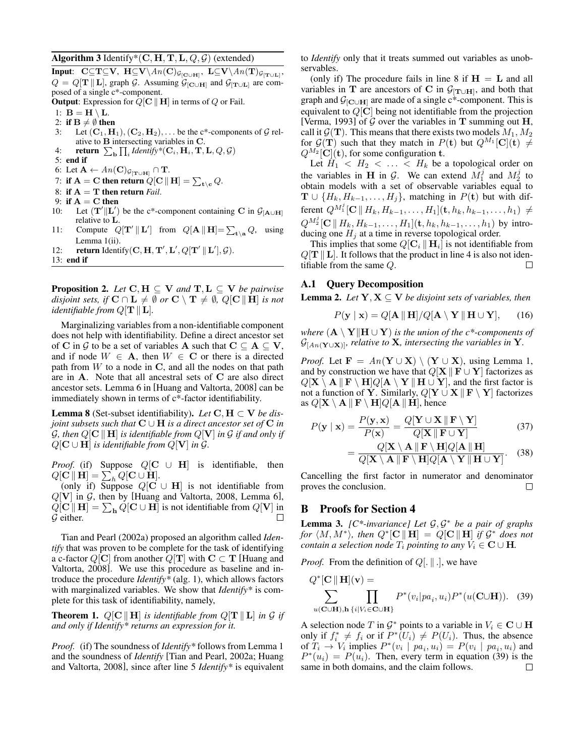**Algorithm 3** Identify*($\mathbf{C}, \mathbf{H}, \mathbf{T}, \mathbf{L}, Q, \mathcal{G}$) (extended)

**Input**: $\mathbf{C}\subseteq\mathbf{T}\subseteq\mathbf{V}$, $\mathbf{H}\subseteq\mathbf{V}\setminus An(\mathbf{C})_{\mathcal{G}_{[\mathbf{C}\cup\mathbf{H}]}}$, $\mathbf{L}\subseteq\mathbf{V}\setminus An(\mathbf{T})_{\mathcal{G}_{[\mathbf{T}\cup\mathbf{L}]}}$, $Q = Q[\mathbf{T}\,\|\,\mathbf{L}]$, graph $\mathcal{G}$. Assuming $\mathcal{G}_{[\mathbf{C}\cup\mathbf{H}]}$ and $\mathcal{G}_{[\mathbf{T}\cup\mathbf{L}]}$ are composed of a single c*-component.
**Output**: Expression for $Q[\mathbf{C}\,\|\,\mathbf{H}]$ in terms of $Q$ or Fail.

```
1: B = H \ L.
2: if B ≠ ∅ then
3:    Let (C_1, H_1), (C_2, H_2), ... be the c*-components of G relative to B intersecting variables in C.
4:    return Σ_b Π_i Identify*(C_i, H_i, T, L, Q, G)
5: end if
6: Let A ← An(C)_{G[T∪H]} ∩ T.
7: if A = C then return Q[C || H] = Σ_{t\c} Q.
8: if A = T then return Fail.
9: if A = C then
10:   Let (T'||L') be the c*-component containing C in G[A∪H] relative to L.
11:   Compute Q[T' || L'] from Q[A || H] = Σ_{t\a} Q, using Lemma 1(ii).
12:   return Identify(C, H, T', L', Q[T' || L'], G).
13: end if
```

**Proposition 2.** *Let $\mathbf{C}, \mathbf{H} \subseteq \mathbf{V}$ and $\mathbf{T}, \mathbf{L} \subseteq \mathbf{V}$ be pairwise disjoint sets, if $\mathbf{C} \cap \mathbf{L} \neq \emptyset$ or $\mathbf{C} \setminus \mathbf{T} \neq \emptyset$, $Q[\mathbf{C}\,\|\,\mathbf{H}]$ is not identifiable from $Q[\mathbf{T}\,\|\,\mathbf{L}]$.*

Marginalizing variables from a non-identifiable component does not help with identifiability. Define a direct ancestor set of $\mathbf{C}$ in $\mathcal{G}$ to be a set of variables $\mathbf{A}$ such that $\mathbf{C} \subseteq \mathbf{A} \subseteq \mathbf{V}$, and if node $W \in \mathbf{A}$, then $W \in \mathbf{C}$ or there is a directed path from $W$ to a node in $\mathbf{C}$, and all the nodes on that path are in $\mathbf{A}$. Note that all ancestral sets of $\mathbf{C}$ are also direct ancestor sets. Lemma 6 in [Huang and Valtorta, 2008] can be immediately shown in terms of c*-factor identifiability.

**Lemma 8** (Set-subset identifiability)**.** *Let $\mathbf{C}, \mathbf{H} \subset \mathbf{V}$ be disjoint subsets such that $\mathbf{C} \cup \mathbf{H}$ is a direct ancestor set of $\mathbf{C}$ in $\mathcal{G}$, then $Q[\mathbf{C}\,\|\,\mathbf{H}]$ is identifiable from $Q[\mathbf{V}]$ in $\mathcal{G}$ if and only if $Q[\mathbf{C} \cup \mathbf{H}]$ is identifiable from $Q[\mathbf{V}]$ in $\mathcal{G}$.*

*Proof.* (if) Suppose $Q[\mathbf{C} \cup \mathbf{H}]$ is identifiable, then $Q[\mathbf{C}\,\|\,\mathbf{H}] = \sum_h Q[\mathbf{C} \cup \mathbf{H}]$.

(only if) Suppose $Q[\mathbf{C} \cup \mathbf{H}]$ is not identifiable from $Q[\mathbf{V}]$ in $\mathcal{G}$, then by [Huang and Valtorta, 2008, Lemma 6], $Q[\mathbf{C}\,\|\,\mathbf{H}] = \sum_{\mathbf{h}} Q[\mathbf{C} \cup \mathbf{H}]$ is not identifiable from $Q[\mathbf{V}]$ in $\mathcal{G}$ either. $\square$

Tian and Pearl (2002a) proposed an algorithm called *Identify* that was proven to be complete for the task of identifying a c-factor $Q[\mathbf{C}]$ from another $Q[\mathbf{T}]$ with $\mathbf{C} \subset \mathbf{T}$ [Huang and Valtorta, 2008]. We use this procedure as baseline and introduce the procedure *Identify** (alg. 1), which allows factors with marginalized variables. We show that *Identify** is complete for this task of identifiability, namely,

**Theorem 1.** *$Q[\mathbf{C}\,\|\,\mathbf{H}]$ is identifiable from $Q[\mathbf{T}\,\|\,\mathbf{L}]$ in $\mathcal{G}$ if and only if Identify* returns an expression for it.*

*Proof.* (if) The soundness of *Identify** follows from Lemma 1 and the soundness of *Identify* [Tian and Pearl, 2002a; Huang and Valtorta, 2008], since after line 5 *Identify** is equivalent to *Identify* only that it treats summed out variables as unobservables.

(only if) The procedure fails in line 8 if $\mathbf{H} = \mathbf{L}$ and all variables in $\mathbf{T}$ are ancestors of $\mathbf{C}$ in $\mathcal{G}_{[\mathbf{T}\cup\mathbf{H}]}$, and both that graph and $\mathcal{G}_{[\mathbf{C}\cup\mathbf{H}]}$ are made of a single c*-component. This is equivalent to $Q[\mathbf{C}]$ being not identifiable from the projection [Verma, 1993] of $\mathcal{G}$ over the variables in $\mathbf{T}$ summing out $\mathbf{H}$, call it $\mathcal{G}(\mathbf{T})$. This means that there exists two models $M_1, M_2$ for $\mathcal{G}(\mathbf{T})$ such that they match in $P(\mathbf{t})$ but $Q^{M_1}[\mathbf{C}](\mathbf{t}) \neq Q^{M_2}[\mathbf{C}](\mathbf{t})$, for some configuration $\mathbf{t}$.

Let $H_1 < H_2 < \ldots < H_k$ be a topological order on the variables in $\mathbf{H}$ in $\mathcal{G}$. We can extend $M_1^j$ and $M_2^j$ to obtain models with a set of observable variables equal to $\mathbf{T} \cup \{H_k, H_{k-1}, \ldots, H_j\}$, matching in $P(\mathbf{t})$ but with different $Q^{M_1^j}[\mathbf{C}\,\|\,H_k, H_{k-1}, \ldots, H_1](\mathbf{t}, h_k, h_{k-1}, \ldots, h_1) \neq Q^{M_2^j}[\mathbf{C}\,\|\,H_k, H_{k-1}, \ldots, H_1](\mathbf{t}, h_k, h_{k-1}, \ldots, h_1)$ by introducing one $H_j$ at a time in reverse topological order.

This implies that some $Q[\mathbf{C}_i\,\|\,\mathbf{H}_i]$ is not identifiable from $Q[\mathbf{T}\,\|\,\mathbf{L}]$. It follows that the product in line 4 is also not identifiable from the same $Q$. $\square$

### A.1 Query Decomposition

**Lemma 2.** *Let $\mathbf{Y}, \mathbf{X} \subseteq \mathbf{V}$ be disjoint sets of variables, then*

$$P(\mathbf{y} \mid \mathbf{x}) = Q[\mathbf{A}\,\|\,\mathbf{H}]/Q[\mathbf{A} \setminus \mathbf{Y}\,\|\,\mathbf{H} \cup \mathbf{Y}], \quad (16)$$

*where $(\mathbf{A} \setminus \mathbf{Y} \| \mathbf{H} \cup \mathbf{Y})$ is the union of the c*-components of $\mathcal{G}_{[An(\mathbf{Y}\cup\mathbf{X})]}$, relative to $\mathbf{X}$, intersecting the variables in $\mathbf{Y}$.*

*Proof.* Let $\mathbf{F} = An(\mathbf{Y} \cup \mathbf{X}) \setminus (\mathbf{Y} \cup \mathbf{X})$, using Lemma 1, and by construction we have that $Q[\mathbf{X}\,\|\,\mathbf{F} \cup \mathbf{Y}]$ factorizes as $Q[\mathbf{X} \setminus \mathbf{A}\,\|\,\mathbf{F} \setminus \mathbf{H}]Q[\mathbf{A} \setminus \mathbf{Y}\,\|\,\mathbf{H} \cup \mathbf{Y}]$, and the first factor is not a function of $\mathbf{Y}$. Similarly, $Q[\mathbf{Y} \cup \mathbf{X}\,\|\,\mathbf{F} \setminus \mathbf{Y}]$ factorizes as $Q[\mathbf{X} \setminus \mathbf{A}\,\|\,\mathbf{F} \setminus \mathbf{H}]Q[\mathbf{A}\,\|\,\mathbf{H}]$, hence

$$P(\mathbf{y} \mid \mathbf{x}) = \frac{P(\mathbf{y}, \mathbf{x})}{P(\mathbf{x})} = \frac{Q[\mathbf{Y} \cup \mathbf{X}\,\|\,\mathbf{F} \setminus \mathbf{Y}]}{Q[\mathbf{X}\,\|\,\mathbf{F} \cup \mathbf{Y}]} \quad (37)$$

$$= \frac{Q[\mathbf{X} \setminus \mathbf{A}\,\|\,\mathbf{F} \setminus \mathbf{H}]Q[\mathbf{A}\,\|\,\mathbf{H}]}{Q[\mathbf{X} \setminus \mathbf{A}\,\|\,\mathbf{F} \setminus \mathbf{H}]Q[\mathbf{A} \setminus \mathbf{Y}\,\|\,\mathbf{H} \cup \mathbf{Y}]}. \quad (38)$$

Cancelling the first factor in numerator and denominator proves the conclusion. $\square$

## B Proofs for Section 4

**Lemma 3.** *[C*-invariance] Let $\mathcal{G}, \mathcal{G}^*$ be a pair of graphs for $\langle M, M^* \rangle$, then $Q^*[\mathbf{C}\,\|\,\mathbf{H}] = Q[\mathbf{C}\,\|\,\mathbf{H}]$ if $\mathcal{G}^*$ does not contain a selection node $T_i$ pointing to any $V_i \in \mathbf{C} \cup \mathbf{H}$.*

*Proof.* From the definition of $Q[.\,\|\,.]$, we have

$$Q^*[\mathbf{C}\,\|\,\mathbf{H}](\mathbf{v}) = \sum_{u(\mathbf{C}\cup\mathbf{H}), \mathbf{h}} \prod_{\{i | V_i \in \mathbf{C}\cup\mathbf{H}\}} P^*(v_i | pa_i, u_i) P^*(u(\mathbf{C}\cup\mathbf{H})). \quad (39)$$

A selection node $T$ in $\mathcal{G}^*$ points to a variable in $V_i \in \mathbf{C} \cup \mathbf{H}$ only if $f_i^* \neq f_i$ or if $P^*(U_i) \neq P(U_i)$. Thus, the absence of $T_i \to V_i$ implies $P^*(v_i \mid pa_i, u_i) = P(v_i \mid pa_i, u_i)$ and $P^*(u_i) = P(u_i)$. Then, every term in equation (39) is the same in both domains, and the claim follows. $\square$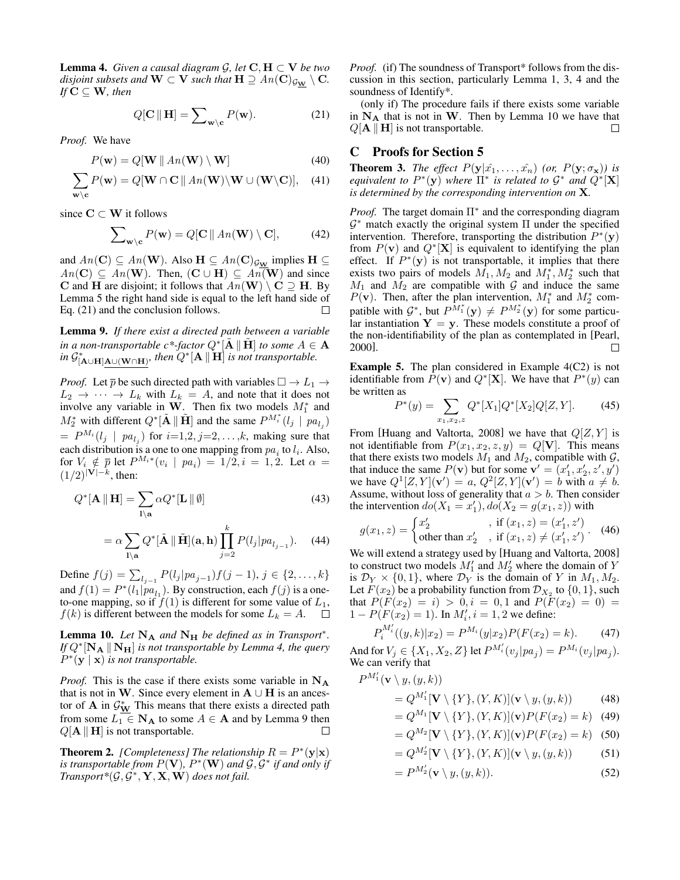**Lemma 4.** *Given a causal diagram $\mathcal{G}$, let $\mathbf{C}, \mathbf{H} \subset \mathbf{V}$ be two disjoint subsets and $\mathbf{W} \subset \mathbf{V}$ such that $\mathbf{H} \supseteq An(\mathbf{C})_{\mathcal{G}_{\underline{\mathbf{W}}}} \setminus \mathbf{C}$. If $\mathbf{C} \subseteq \mathbf{W}$, then*

$$Q[\mathbf{C} \parallel \mathbf{H}] = \sum\nolimits_{\mathbf{w} \setminus \mathbf{c}} P(\mathbf{w}). \tag{21}$$

*Proof.* We have

$$P(\mathbf{w}) = Q[\mathbf{W} \parallel An(\mathbf{W}) \setminus \mathbf{W}] \tag{40}$$

$$\sum_{\mathbf{w} \setminus \mathbf{c}} P(\mathbf{w}) = Q[\mathbf{W} \cap \mathbf{C} \parallel An(\mathbf{W}) \setminus \mathbf{W} \cup (\mathbf{W} \setminus \mathbf{C})], \tag{41}$$

since $\mathbf{C} \subset \mathbf{W}$ it follows

$$\sum\nolimits_{\mathbf{w} \setminus \mathbf{c}} P(\mathbf{w}) = Q[\mathbf{C} \parallel An(\mathbf{W}) \setminus \mathbf{C}], \tag{42}$$

and $An(\mathbf{C}) \subseteq An(\mathbf{W})$. Also $\mathbf{H} \subseteq An(\mathbf{C})_{\mathcal{G}_{\underline{\mathbf{W}}}}$ implies $\mathbf{H} \subseteq An(\mathbf{C}) \subseteq An(\mathbf{W})$. Then, $(\mathbf{C} \cup \mathbf{H}) \subseteq An(\mathbf{W})$ and since $\mathbf{C}$ and $\mathbf{H}$ are disjoint; it follows that $An(\mathbf{W}) \setminus \mathbf{C} \supseteq \mathbf{H}$. By Lemma 5 the right hand side is equal to the left hand side of Eq. (21) and the conclusion follows. $\square$

**Lemma 9.** *If there exist a directed path between a variable in a non-transportable c\*-factor $Q^*[\tilde{\mathbf{A}} \parallel \tilde{\mathbf{H}}]$ to some $A \in \mathbf{A}$ in $\mathcal{G}^*_{[\mathbf{A} \cup \mathbf{H}]\underline{\mathbf{A} \cup (\mathbf{W} \cap \mathbf{H})}}$, then $Q^*[\mathbf{A} \parallel \mathbf{H}]$ is not transportable.*

*Proof.* Let $\overline{p}$ be such directed path with variables $\square \to L_1 \to L_2 \to \cdots \to L_k$ with $L_k = A$, and note that it does not involve any variable in $\mathbf{W}$. Then fix two models $M_1^*$ and $M_2^*$ with different $Q^*[\tilde{\mathbf{A}} \parallel \tilde{\mathbf{H}}]$ and the same $P^{M_i^*}(l_j \mid pa_{l_j}) = P^{M_i}(l_j \mid pa_{l_j})$ for $i$=1,2, $j$=2,…,$k$, making sure that each distribution is a one to one mapping from $pa_i$ to $l_i$. Also, for $V_i \notin \overline{p}$ let $P^{M_i*}(v_i \mid pa_i) = 1/2, i = 1, 2$. Let $\alpha = (1/2)^{|\mathbf{V}|-k}$, then:

$$Q^*[\mathbf{A} \parallel \mathbf{H}] = \sum_{\mathbf{l} \setminus \mathbf{a}} \alpha Q^*[\mathbf{L} \parallel \emptyset] \tag{43}$$

$$= \alpha \sum_{\mathbf{l} \setminus \mathbf{a}} Q^*[\tilde{\mathbf{A}} \parallel \tilde{\mathbf{H}}](\mathbf{a}, \mathbf{h}) \prod_{j=2}^{k} P(l_j | pa_{l_{j-1}}). \tag{44}$$

Define $f(j) = \sum_{l_{j-1}} P(l_j | pa_{j-1}) f(j-1), j \in \{2, \ldots, k\}$ and $f(1) = P^*(l_1 | pa_{l_1})$. By construction, each $f(j)$ is a one-to-one mapping, so if $f(1)$ is different for some value of $L_1$, $f(k)$ is different between the models for some $L_k = A$. $\square$

**Lemma 10.** *Let $\mathbf{N_A}$ and $\mathbf{N_H}$ be defined as in Transport\*. If $Q^*[\mathbf{N_A} \parallel \mathbf{N_H}]$ is not transportable by Lemma 4, the query $P^*(\mathbf{y} \mid \mathbf{x})$ is not transportable.*

*Proof.* This is the case if there exists some variable in $\mathbf{N_A}$ that is not in $\mathbf{W}$. Since every element in $\mathbf{A} \cup \mathbf{H}$ is an ancestor of $\mathbf{A}$ in $\mathcal{G}^*_{\underline{\mathbf{W}}}$ This means that there exists a directed path from some $L_1 \in \mathbf{N_A}$ to some $A \in \mathbf{A}$ and by Lemma 9 then $Q[\mathbf{A} \parallel \mathbf{H}]$ is not transportable. $\square$

**Theorem 2.** *[Completeness] The relationship $R = P^*(\mathbf{y}|\mathbf{x})$ is transportable from $P(\mathbf{V})$, $P^*(\mathbf{W})$ and $\mathcal{G}, \mathcal{G}^*$ if and only if Transport\*($\mathcal{G}, \mathcal{G}^*, \mathbf{Y}, \mathbf{X}, \mathbf{W}$) does not fail.*

*Proof.* (if) The soundness of Transport\* follows from the discussion in this section, particularly Lemma 1, 3, 4 and the soundness of Identify\*.

(only if) The procedure fails if there exists some variable in $\mathbf{N_A}$ that is not in $\mathbf{W}$. Then by Lemma 10 we have that $Q[\mathbf{A} \parallel \mathbf{H}]$ is not transportable. $\square$

## C Proofs for Section 5

**Theorem 3.** *The effect $P(\mathbf{y}|\hat{x_1}, \ldots, \hat{x_n})$ (or, $P(\mathbf{y}; \sigma_\mathbf{x})$) is equivalent to $P^*(\mathbf{y})$ where $\Pi^*$ is related to $\mathcal{G}^*$ and $Q^*[\mathbf{X}]$ is determined by the corresponding intervention on $\mathbf{X}$.*

*Proof.* The target domain $\Pi^*$ and the corresponding diagram $\mathcal{G}^*$ match exactly the original system $\Pi$ under the specified intervention. Therefore, transporting the distribution $P^*(\mathbf{y})$ from $P(\mathbf{v})$ and $Q^*[\mathbf{X}]$ is equivalent to identifying the plan effect. If $P^*(\mathbf{y})$ is not transportable, it implies that there exists two pairs of models $M_1, M_2$ and $M_1^*, M_2^*$ such that $M_1$ and $M_2$ are compatible with $\mathcal{G}$ and induce the same $P(\mathbf{v})$. Then, after the plan intervention, $M_1^*$ and $M_2^*$ compatible with $\mathcal{G}^*$, but $P^{M_1^*}(\mathbf{y}) \neq P^{M_2^*}(\mathbf{y})$ for some particular instantiation $\mathbf{Y} = \mathbf{y}$. These models constitute a proof of the non-identifiability of the plan as contemplated in [Pearl, 2000]. $\square$

**Example 5.** The plan considered in Example 4(C2) is not identifiable from $P(\mathbf{v})$ and $Q^*[\mathbf{X}]$. We have that $P^*(y)$ can be written as

$$P^*(y) = \sum_{x_1, x_2, z} Q^*[X_1] Q^*[X_2] Q[Z, Y]. \tag{45}$$

From [Huang and Valtorta, 2008] we have that $Q[Z, Y]$ is not identifiable from $P(x_1, x_2, z, y) = Q[\mathbf{V}]$. This means that there exists two models $M_1$ and $M_2$, compatible with $\mathcal{G}$, that induce the same $P(\mathbf{v})$ but for some $\mathbf{v}' = (x_1', x_2', z', y')$ we have $Q^1[Z, Y](\mathbf{v}') = a$, $Q^2[Z, Y](\mathbf{v}') = b$ with $a \neq b$. Assume, without loss of generality that $a > b$. Then consider the intervention $do(X_1 = x_1'), do(X_2 = g(x_1, z))$ with

$$g(x_1, z) = \begin{cases} x_2' & , \text{ if } (x_1, z) = (x_1', z') \\ \text{other than } x_2' & , \text{ if } (x_1, z) \neq (x_1', z') \end{cases}. \tag{46}$$

We will extend a strategy used by [Huang and Valtorta, 2008] to construct two models $M_1'$ and $M_2'$ where the domain of $Y$ is $\mathcal{D}_Y \times \{0, 1\}$, where $\mathcal{D}_Y$ is the domain of $Y$ in $M_1, M_2$. Let $F(x_2)$ be a probability function from $\mathcal{D}_{X_2}$ to $\{0, 1\}$, such that $P(F(x_2) = i) > 0, i = 0, 1$ and $P(F(x_2) = 0) = 1 - P(F(x_2) = 1)$. In $M_i', i = 1, 2$ we define:

$$P_i^{M_i'}((y, k)|x_2) = P^{M_i}(y|x_2) P(F(x_2) = k). \tag{47}$$

And for $V_j \in \{X_1, X_2, Z\}$ let $P^{M_i'}(v_j|pa_j) = P^{M_i}(v_j|pa_j)$. We can verify that

$$P^{M_1'}(\mathbf{v} \setminus y, (y, k))$$

$$= Q^{M_1'}[\mathbf{V} \setminus \{Y\}, (Y, K)](\mathbf{v} \setminus y, (y, k)) \tag{48}$$

$$= Q^{M_1}[\mathbf{V} \setminus \{Y\}, (Y, K)](\mathbf{v}) P(F(x_2) = k) \tag{49}$$

$$= Q^{M_2}[\mathbf{V} \setminus \{Y\}, (Y, K)](\mathbf{v}) P(F(x_2) = k) \tag{50}$$

$$= Q^{M_2'}[\mathbf{V} \setminus \{Y\}, (Y, K)](\mathbf{v} \setminus y, (y, k)) \tag{51}$$

$$= P^{M_2'}(\mathbf{v} \setminus y, (y, k)). \tag{52}$$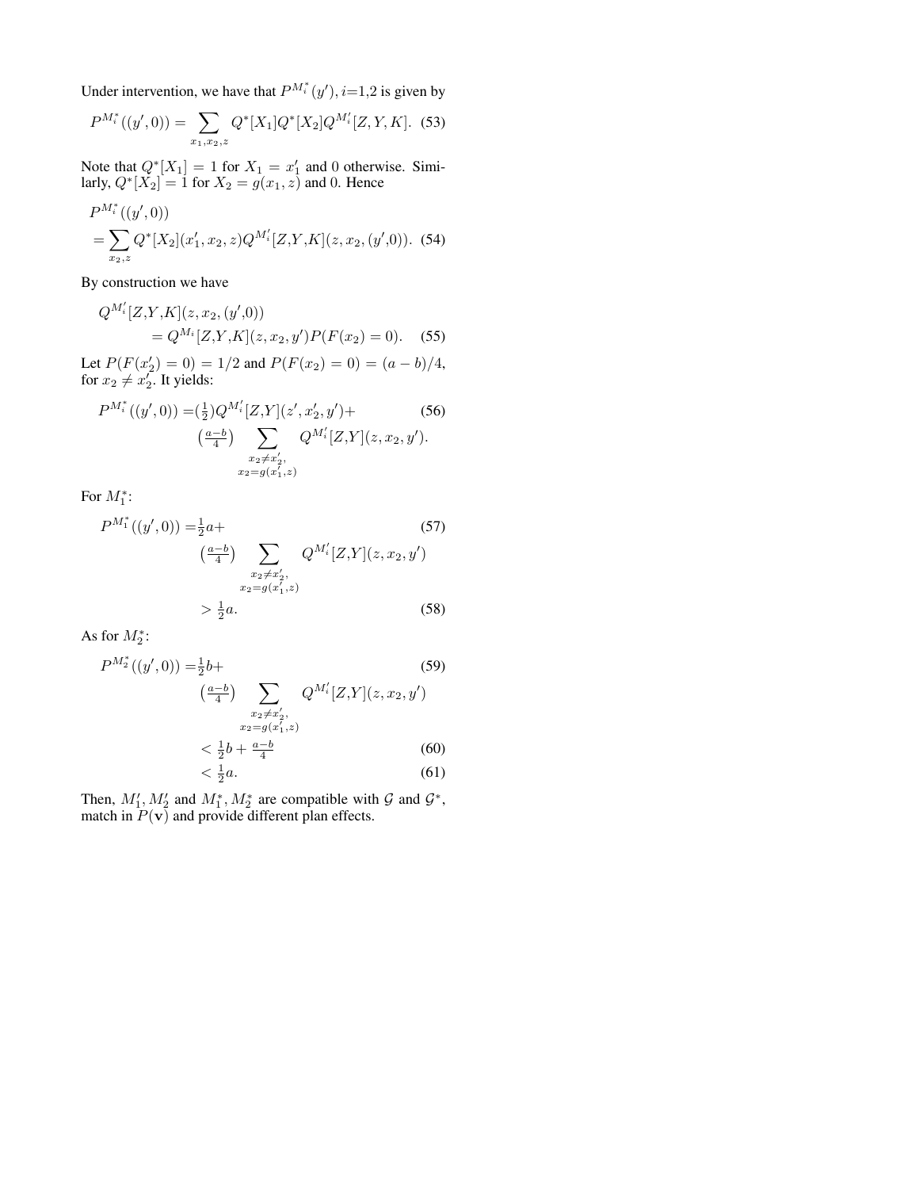Under intervention, we have that $P^{M_i^*}(y')$, $i$=1,2 is given by

$$P^{M_i^*}((y',0)) = \sum_{x_1,x_2,z} Q^*[X_1]Q^*[X_2]Q^{M_i'}[Z,Y,K]. \quad (53)$$

Note that $Q^*[X_1] = 1$ for $X_1 = x_1'$ and 0 otherwise. Similarly, $Q^*[X_2] = 1$ for $X_2 = g(x_1, z)$ and 0. Hence

$$\begin{aligned}
&P^{M_i^*}((y',0)) \\
&= \sum_{x_2,z} Q^*[X_2](x_1', x_2, z)Q^{M_i'}[Z,Y,K](z, x_2, (y',0)). \quad (54)
\end{aligned}$$

By construction we have

$$\begin{aligned}
&Q^{M_i'}[Z,Y,K](z, x_2, (y',0)) \\
&\qquad = Q^{M_i}[Z,Y,K](z, x_2, y')P(F(x_2) = 0). \quad (55)
\end{aligned}$$

Let $P(F(x_2') = 0) = 1/2$ and $P(F(x_2) = 0) = (a - b)/4$, for $x_2 \neq x_2'$. It yields:

$$\begin{aligned}
P^{M_i^*}((y',0)) =& (\tfrac{1}{2})Q^{M_i'}[Z,Y](z', x_2', y') + \quad (56) \\
& \left(\tfrac{a-b}{4}\right) \sum_{\substack{x_2 \neq x_2', \\ x_2 = g(x_1', z)}} Q^{M_i'}[Z,Y](z, x_2, y').
\end{aligned}$$

For $M_1^*$:

$$\begin{aligned}
P^{M_1^*}((y',0)) =& \tfrac{1}{2}a + \quad (57) \\
& \left(\tfrac{a-b}{4}\right) \sum_{\substack{x_2 \neq x_2', \\ x_2 = g(x_1', z)}} Q^{M_i'}[Z,Y](z, x_2, y') \\
& > \tfrac{1}{2}a. \quad (58)
\end{aligned}$$

As for $M_2^*$:

$$\begin{aligned}
P^{M_2^*}((y',0)) =& \tfrac{1}{2}b + \quad (59) \\
& \left(\tfrac{a-b}{4}\right) \sum_{\substack{x_2 \neq x_2', \\ x_2 = g(x_1', z)}} Q^{M_i'}[Z,Y](z, x_2, y') \\
& < \tfrac{1}{2}b + \tfrac{a-b}{4} \quad (60) \\
& < \tfrac{1}{2}a. \quad (61)
\end{aligned}$$

Then, $M_1', M_2'$ and $M_1^*, M_2^*$ are compatible with $\mathcal{G}$ and $\mathcal{G}^*$, match in $P(\mathbf{v})$ and provide different plan effects.